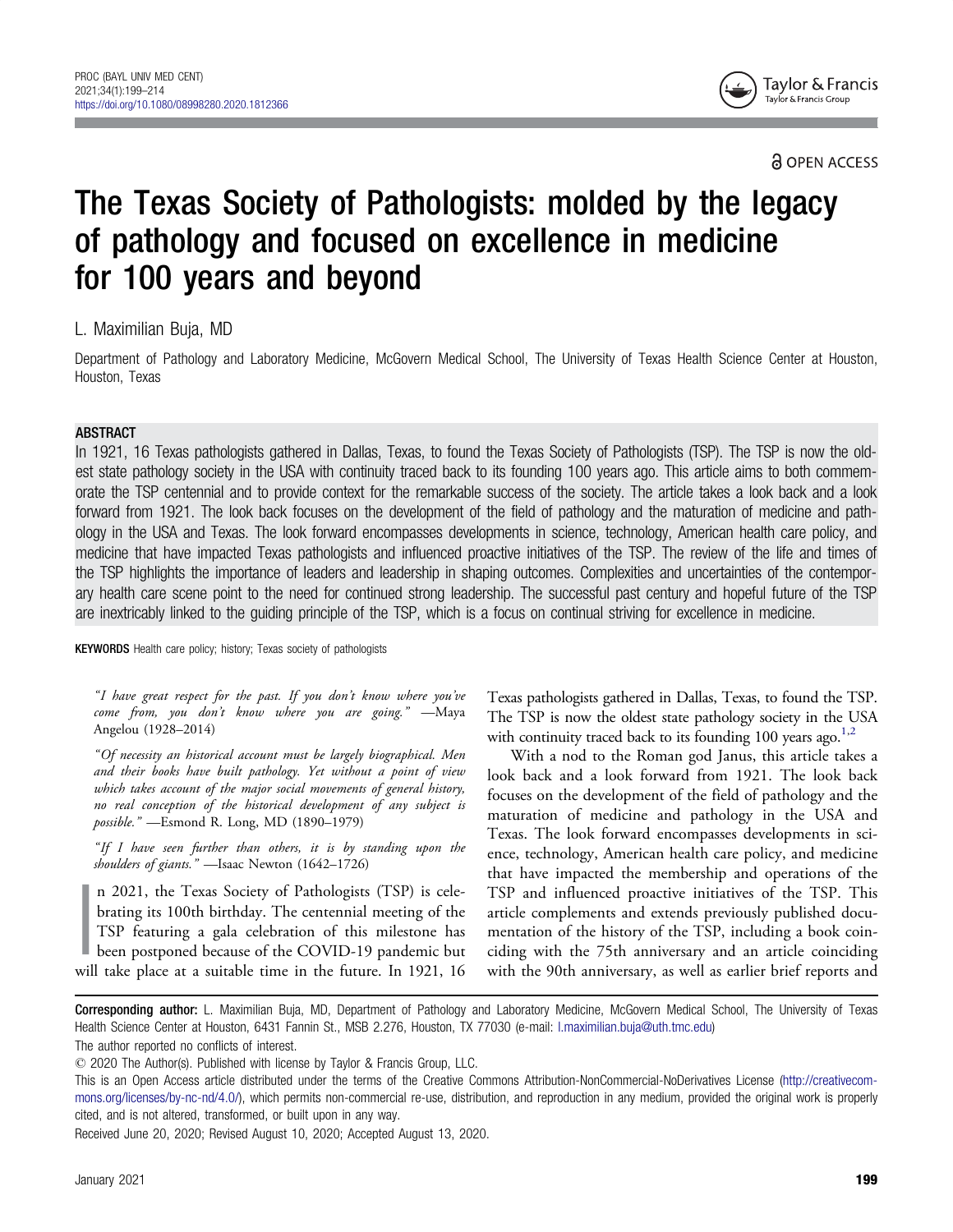🔓 OPEN ACCESS

# The Texas Society of Pathologists: molded by the legacy of pathology and focused on excellence in medicine for 100 years and beyond

L. Maximilian Buja, MD

Department of Pathology and Laboratory Medicine, McGovern Medical School, The University of Texas Health Science Center at Houston, Houston, Texas

## ABSTRACT

In 1921, 16 Texas pathologists gathered in Dallas, Texas, to found the Texas Society of Pathologists (TSP). The TSP is now the oldest state pathology society in the USA with continuity traced back to its founding 100 years ago. This article aims to both commemorate the TSP centennial and to provide context for the remarkable success of the society. The article takes a look back and a look forward from 1921. The look back focuses on the development of the field of pathology and the maturation of medicine and pathology in the USA and Texas. The look forward encompasses developments in science, technology, American health care policy, and medicine that have impacted Texas pathologists and influenced proactive initiatives of the TSP. The review of the life and times of the TSP highlights the importance of leaders and leadership in shaping outcomes. Complexities and uncertainties of the contemporary health care scene point to the need for continued strong leadership. The successful past century and hopeful future of the TSP are inextricably linked to the guiding principle of the TSP, which is a focus on continual striving for excellence in medicine.

**KEYWORDS** Health care policy; history; Texas society of pathologists

*"I have great respect for the past. If you don't know where you've come from, you don't know where you are going."* —Maya Angelou (1928–2014)

*"Of necessity an historical account must be largely biographical. Men and their books have built pathology. Yet without a point of view which takes account of the major social movements of general history, no real conception of the historical development of any subject is possible."* —Esmond R. Long, MD (1890–1979)

*"If I have seen further than others, it is by standing upon the shoulders of giants."* —Isaac Newton (1642–1726)

In 2021, the Texas Society of Pathologists (TSP) is celebrating its 100th birthday. The centennial meeting of the TSP featuring a gala celebration of this milestone has been postponed because of the COVID-19 pandemic but will take place at a suitable time in the future. In 1921, 16 Texas pathologists gathered in Dallas, Texas, to found the TSP. The TSP is now the oldest state pathology society in the USA with continuity traced back to its founding 100 years ago.[1,2]

With a nod to the Roman god Janus, this article takes a look back and a look forward from 1921. The look back focuses on the development of the field of pathology and the maturation of medicine and pathology in the USA and Texas. The look forward encompasses developments in science, technology, American health care policy, and medicine that have impacted the membership and operations of the TSP and influenced proactive initiatives of the TSP. This article complements and extends previously published documentation of the history of the TSP, including a book coinciding with the 75th anniversary and an article coinciding with the 90th anniversary, as well as earlier brief reports and

---

**Corresponding author:** L. Maximilian Buja, MD, Department of Pathology and Laboratory Medicine, McGovern Medical School, The University of Texas Health Science Center at Houston, 6431 Fannin St., MSB 2.276, Houston, TX 77030 (e-mail: l.maximilian.buja@uth.tmc.edu)

The author reported no conflicts of interest.

© 2020 The Author(s). Published with license by Taylor & Francis Group, LLC.

This is an Open Access article distributed under the terms of the Creative Commons Attribution-NonCommercial-NoDerivatives License (http://creativecommons.org/licenses/by-nc-nd/4.0/), which permits non-commercial re-use, distribution, and reproduction in any medium, provided the original work is properly cited, and is not altered, transformed, or built upon in any way.

Received June 20, 2020; Revised August 10, 2020; Accepted August 13, 2020.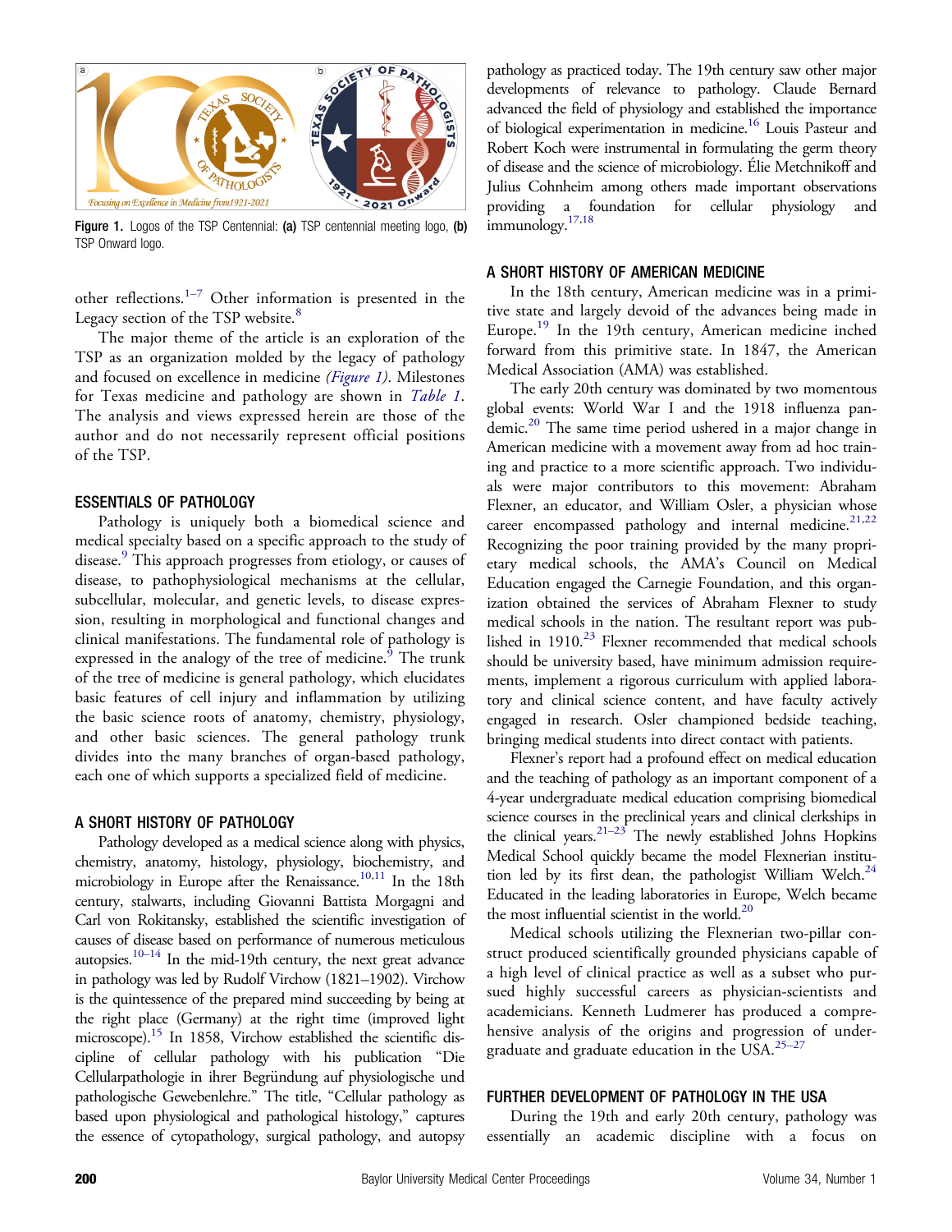Figure 1. Logos of the TSP Centennial: **(a)** TSP centennial meeting logo, **(b)** TSP Onward logo.

other reflections.[1–7] Other information is presented in the Legacy section of the TSP website.[8]

The major theme of the article is an exploration of the TSP as an organization molded by the legacy of pathology and focused on excellence in medicine *(Figure 1)*. Milestones for Texas medicine and pathology are shown in *Table 1*. The analysis and views expressed herein are those of the author and do not necessarily represent official positions of the TSP.

## ESSENTIALS OF PATHOLOGY

Pathology is uniquely both a biomedical science and medical specialty based on a specific approach to the study of disease.[9] This approach progresses from etiology, or causes of disease, to pathophysiological mechanisms at the cellular, subcellular, molecular, and genetic levels, to disease expression, resulting in morphological and functional changes and clinical manifestations. The fundamental role of pathology is expressed in the analogy of the tree of medicine.[9] The trunk of the tree of medicine is general pathology, which elucidates basic features of cell injury and inflammation by utilizing the basic science roots of anatomy, chemistry, physiology, and other basic sciences. The general pathology trunk divides into the many branches of organ-based pathology, each one of which supports a specialized field of medicine.

## A SHORT HISTORY OF PATHOLOGY

Pathology developed as a medical science along with physics, chemistry, anatomy, histology, physiology, biochemistry, and microbiology in Europe after the Renaissance.[10,11] In the 18th century, stalwarts, including Giovanni Battista Morgagni and Carl von Rokitansky, established the scientific investigation of causes of disease based on performance of numerous meticulous autopsies.[10–14] In the mid-19th century, the next great advance in pathology was led by Rudolf Virchow (1821–1902). Virchow is the quintessence of the prepared mind succeeding by being at the right place (Germany) at the right time (improved light microscope).[15] In 1858, Virchow established the scientific discipline of cellular pathology with his publication "Die Cellularpathologie in ihrer Begründung auf physiologische und pathologische Gewebenlehre." The title, "Cellular pathology as based upon physiological and pathological histology," captures the essence of cytopathology, surgical pathology, and autopsy pathology as practiced today. The 19th century saw other major developments of relevance to pathology. Claude Bernard advanced the field of physiology and established the importance of biological experimentation in medicine.[16] Louis Pasteur and Robert Koch were instrumental in formulating the germ theory of disease and the science of microbiology. Élie Metchnikoff and Julius Cohnheim among others made important observations providing a foundation for cellular physiology and immunology.[17,18]

## A SHORT HISTORY OF AMERICAN MEDICINE

In the 18th century, American medicine was in a primitive state and largely devoid of the advances being made in Europe.[19] In the 19th century, American medicine inched forward from this primitive state. In 1847, the American Medical Association (AMA) was established.

The early 20th century was dominated by two momentous global events: World War I and the 1918 influenza pandemic.[20] The same time period ushered in a major change in American medicine with a movement away from ad hoc training and practice to a more scientific approach. Two individuals were major contributors to this movement: Abraham Flexner, an educator, and William Osler, a physician whose career encompassed pathology and internal medicine.[21,22] Recognizing the poor training provided by the many proprietary medical schools, the AMA's Council on Medical Education engaged the Carnegie Foundation, and this organization obtained the services of Abraham Flexner to study medical schools in the nation. The resultant report was published in 1910.[23] Flexner recommended that medical schools should be university based, have minimum admission requirements, implement a rigorous curriculum with applied laboratory and clinical science content, and have faculty actively engaged in research. Osler championed bedside teaching, bringing medical students into direct contact with patients.

Flexner's report had a profound effect on medical education and the teaching of pathology as an important component of a 4-year undergraduate medical education comprising biomedical science courses in the preclinical years and clinical clerkships in the clinical years.[21–23] The newly established Johns Hopkins Medical School quickly became the model Flexnerian institution led by its first dean, the pathologist William Welch.[24] Educated in the leading laboratories in Europe, Welch became the most influential scientist in the world.[20]

Medical schools utilizing the Flexnerian two-pillar construct produced scientifically grounded physicians capable of a high level of clinical practice as well as a subset who pursued highly successful careers as physician-scientists and academicians. Kenneth Ludmerer has produced a comprehensive analysis of the origins and progression of undergraduate and graduate education in the USA.[25–27]

## FURTHER DEVELOPMENT OF PATHOLOGY IN THE USA

During the 19th and early 20th century, pathology was essentially an academic discipline with a focus on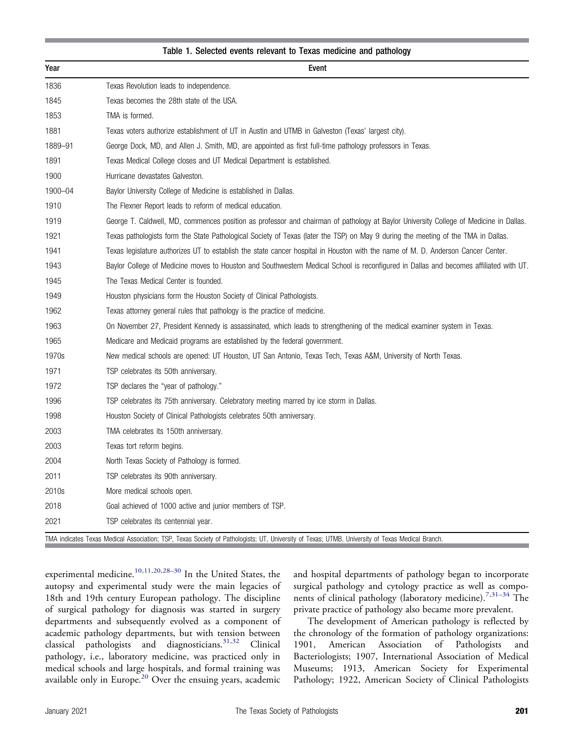**Table 1. Selected events relevant to Texas medicine and pathology**

| Year | Event |
| --- | --- |
| 1836 | Texas Revolution leads to independence. |
| 1845 | Texas becomes the 28th state of the USA. |
| 1853 | TMA is formed. |
| 1881 | Texas voters authorize establishment of UT in Austin and UTMB in Galveston (Texas' largest city). |
| 1889–91 | George Dock, MD, and Allen J. Smith, MD, are appointed as first full-time pathology professors in Texas. |
| 1891 | Texas Medical College closes and UT Medical Department is established. |
| 1900 | Hurricane devastates Galveston. |
| 1900–04 | Baylor University College of Medicine is established in Dallas. |
| 1910 | The Flexner Report leads to reform of medical education. |
| 1919 | George T. Caldwell, MD, commences position as professor and chairman of pathology at Baylor University College of Medicine in Dallas. |
| 1921 | Texas pathologists form the State Pathological Society of Texas (later the TSP) on May 9 during the meeting of the TMA in Dallas. |
| 1941 | Texas legislature authorizes UT to establish the state cancer hospital in Houston with the name of M. D. Anderson Cancer Center. |
| 1943 | Baylor College of Medicine moves to Houston and Southwestern Medical School is reconfigured in Dallas and becomes affiliated with UT. |
| 1945 | The Texas Medical Center is founded. |
| 1949 | Houston physicians form the Houston Society of Clinical Pathologists. |
| 1962 | Texas attorney general rules that pathology is the practice of medicine. |
| 1963 | On November 27, President Kennedy is assassinated, which leads to strengthening of the medical examiner system in Texas. |
| 1965 | Medicare and Medicaid programs are established by the federal government. |
| 1970s | New medical schools are opened: UT Houston, UT San Antonio, Texas Tech, Texas A&M, University of North Texas. |
| 1971 | TSP celebrates its 50th anniversary. |
| 1972 | TSP declares the "year of pathology." |
| 1996 | TSP celebrates its 75th anniversary. Celebratory meeting marred by ice storm in Dallas. |
| 1998 | Houston Society of Clinical Pathologists celebrates 50th anniversary. |
| 2003 | TMA celebrates its 150th anniversary. |
| 2003 | Texas tort reform begins. |
| 2004 | North Texas Society of Pathology is formed. |
| 2011 | TSP celebrates its 90th anniversary. |
| 2010s | More medical schools open. |
| 2018 | Goal achieved of 1000 active and junior members of TSP. |
| 2021 | TSP celebrates its centennial year. |

TMA indicates Texas Medical Association; TSP, Texas Society of Pathologists; UT, University of Texas; UTMB, University of Texas Medical Branch.

experimental medicine.[10,11,20,28–30] In the United States, the autopsy and experimental study were the main legacies of 18th and 19th century European pathology. The discipline of surgical pathology for diagnosis was started in surgery departments and subsequently evolved as a component of academic pathology departments, but with tension between classical pathologists and diagnosticians.[31,32] Clinical pathology, i.e., laboratory medicine, was practiced only in medical schools and large hospitals, and formal training was available only in Europe.[20] Over the ensuing years, academic and hospital departments of pathology began to incorporate surgical pathology and cytology practice as well as components of clinical pathology (laboratory medicine).[7,31–34] The private practice of pathology also became more prevalent.

The development of American pathology is reflected by the chronology of the formation of pathology organizations: 1901, American Association of Pathologists and Bacteriologists; 1907, International Association of Medical Museums; 1913, American Society for Experimental Pathology; 1922, American Society of Clinical Pathologists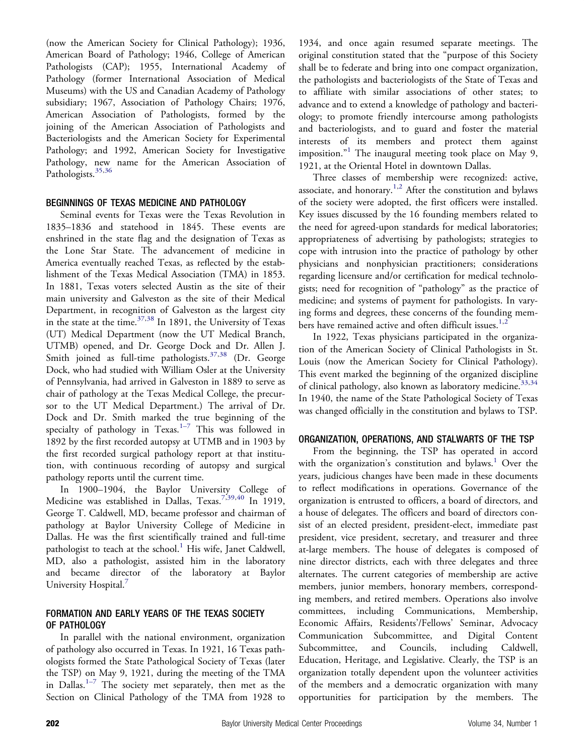(now the American Society for Clinical Pathology); 1936, American Board of Pathology; 1946, College of American Pathologists (CAP); 1955, International Academy of Pathology (former International Association of Medical Museums) with the US and Canadian Academy of Pathology subsidiary; 1967, Association of Pathology Chairs; 1976, American Association of Pathologists, formed by the joining of the American Association of Pathologists and Bacteriologists and the American Society for Experimental Pathology; and 1992, American Society for Investigative Pathology, new name for the American Association of Pathologists.[35,36]

## BEGINNINGS OF TEXAS MEDICINE AND PATHOLOGY

Seminal events for Texas were the Texas Revolution in 1835–1836 and statehood in 1845. These events are enshrined in the state flag and the designation of Texas as the Lone Star State. The advancement of medicine in America eventually reached Texas, as reflected by the establishment of the Texas Medical Association (TMA) in 1853. In 1881, Texas voters selected Austin as the site of their main university and Galveston as the site of their Medical Department, in recognition of Galveston as the largest city in the state at the time.[37,38] In 1891, the University of Texas (UT) Medical Department (now the UT Medical Branch, UTMB) opened, and Dr. George Dock and Dr. Allen J. Smith joined as full-time pathologists.[37,38] (Dr. George Dock, who had studied with William Osler at the University of Pennsylvania, had arrived in Galveston in 1889 to serve as chair of pathology at the Texas Medical College, the precursor to the UT Medical Department.) The arrival of Dr. Dock and Dr. Smith marked the true beginning of the specialty of pathology in Texas.[1–7] This was followed in 1892 by the first recorded autopsy at UTMB and in 1903 by the first recorded surgical pathology report at that institution, with continuous recording of autopsy and surgical pathology reports until the current time.

In 1900–1904, the Baylor University College of Medicine was established in Dallas, Texas.[7,39,40] In 1919, George T. Caldwell, MD, became professor and chairman of pathology at Baylor University College of Medicine in Dallas. He was the first scientifically trained and full-time pathologist to teach at the school.[1] His wife, Janet Caldwell, MD, also a pathologist, assisted him in the laboratory and became director of the laboratory at Baylor University Hospital.[7]

## FORMATION AND EARLY YEARS OF THE TEXAS SOCIETY OF PATHOLOGY

In parallel with the national environment, organization of pathology also occurred in Texas. In 1921, 16 Texas pathologists formed the State Pathological Society of Texas (later the TSP) on May 9, 1921, during the meeting of the TMA in Dallas.[1–7] The society met separately, then met as the Section on Clinical Pathology of the TMA from 1928 to 1934, and once again resumed separate meetings. The original constitution stated that the "purpose of this Society shall be to federate and bring into one compact organization, the pathologists and bacteriologists of the State of Texas and to affiliate with similar associations of other states; to advance and to extend a knowledge of pathology and bacteriology; to promote friendly intercourse among pathologists and bacteriologists, and to guard and foster the material interests of its members and protect them against imposition."[1] The inaugural meeting took place on May 9, 1921, at the Oriental Hotel in downtown Dallas.

Three classes of membership were recognized: active, associate, and honorary.[1,2] After the constitution and bylaws of the society were adopted, the first officers were installed. Key issues discussed by the 16 founding members related to the need for agreed-upon standards for medical laboratories; appropriateness of advertising by pathologists; strategies to cope with intrusion into the practice of pathology by other physicians and nonphysician practitioners; considerations regarding licensure and/or certification for medical technologists; need for recognition of "pathology" as the practice of medicine; and systems of payment for pathologists. In varying forms and degrees, these concerns of the founding members have remained active and often difficult issues.[1,2]

In 1922, Texas physicians participated in the organization of the American Society of Clinical Pathologists in St. Louis (now the American Society for Clinical Pathology). This event marked the beginning of the organized discipline of clinical pathology, also known as laboratory medicine.[33,34] In 1940, the name of the State Pathological Society of Texas was changed officially in the constitution and bylaws to TSP.

## ORGANIZATION, OPERATIONS, AND STALWARTS OF THE TSP

From the beginning, the TSP has operated in accord with the organization's constitution and bylaws.[1] Over the years, judicious changes have been made in these documents to reflect modifications in operations. Governance of the organization is entrusted to officers, a board of directors, and a house of delegates. The officers and board of directors consist of an elected president, president-elect, immediate past president, vice president, secretary, and treasurer and three at-large members. The house of delegates is composed of nine director districts, each with three delegates and three alternates. The current categories of membership are active members, junior members, honorary members, corresponding members, and retired members. Operations also involve committees, including Communications, Membership, Economic Affairs, Residents'/Fellows' Seminar, Advocacy Communication Subcommittee, and Digital Content Subcommittee, and Councils, including Caldwell, Education, Heritage, and Legislative. Clearly, the TSP is an organization totally dependent upon the volunteer activities of the members and a democratic organization with many opportunities for participation by the members. The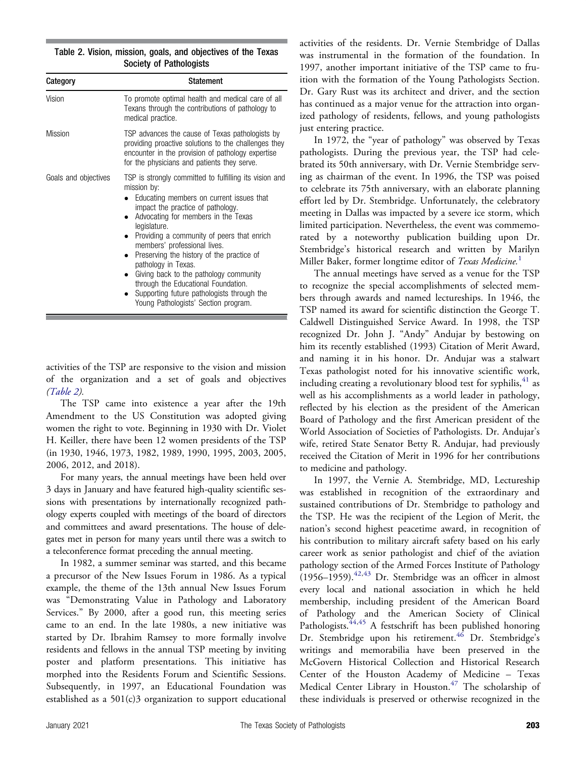Table 2. Vision, mission, goals, and objectives of the Texas Society of Pathologists

| Category | Statement |
| --- | --- |
| Vision | To promote optimal health and medical care of all Texans through the contributions of pathology to medical practice. |
| Mission | TSP advances the cause of Texas pathologists by providing proactive solutions to the challenges they encounter in the provision of pathology expertise for the physicians and patients they serve. |
| Goals and objectives | TSP is strongly committed to fulfilling its vision and mission by: • Educating members on current issues that impact the practice of pathology. • Advocating for members in the Texas legislature. • Providing a community of peers that enrich members' professional lives. • Preserving the history of the practice of pathology in Texas. • Giving back to the pathology community through the Educational Foundation. • Supporting future pathologists through the Young Pathologists' Section program. |

activities of the TSP are responsive to the vision and mission of the organization and a set of goals and objectives *(Table 2)*.

The TSP came into existence a year after the 19th Amendment to the US Constitution was adopted giving women the right to vote. Beginning in 1930 with Dr. Violet H. Keiller, there have been 12 women presidents of the TSP (in 1930, 1946, 1973, 1982, 1989, 1990, 1995, 2003, 2005, 2006, 2012, and 2018).

For many years, the annual meetings have been held over 3 days in January and have featured high-quality scientific sessions with presentations by internationally recognized pathology experts coupled with meetings of the board of directors and committees and award presentations. The house of delegates met in person for many years until there was a switch to a teleconference format preceding the annual meeting.

In 1982, a summer seminar was started, and this became a precursor of the New Issues Forum in 1986. As a typical example, the theme of the 13th annual New Issues Forum was "Demonstrating Value in Pathology and Laboratory Services." By 2000, after a good run, this meeting series came to an end. In the late 1980s, a new initiative was started by Dr. Ibrahim Ramsey to more formally involve residents and fellows in the annual TSP meeting by inviting poster and platform presentations. This initiative has morphed into the Residents Forum and Scientific Sessions. Subsequently, in 1997, an Educational Foundation was established as a 501(c)3 organization to support educational activities of the residents. Dr. Vernie Stembridge of Dallas was instrumental in the formation of the foundation. In 1997, another important initiative of the TSP came to fruition with the formation of the Young Pathologists Section. Dr. Gary Rust was its architect and driver, and the section has continued as a major venue for the attraction into organized pathology of residents, fellows, and young pathologists just entering practice.

In 1972, the "year of pathology" was observed by Texas pathologists. During the previous year, the TSP had celebrated its 50th anniversary, with Dr. Vernie Stembridge serving as chairman of the event. In 1996, the TSP was poised to celebrate its 75th anniversary, with an elaborate planning effort led by Dr. Stembridge. Unfortunately, the celebratory meeting in Dallas was impacted by a severe ice storm, which limited participation. Nevertheless, the event was commemorated by a noteworthy publication building upon Dr. Stembridge's historical research and written by Marilyn Miller Baker, former longtime editor of *Texas Medicine*.[1]

The annual meetings have served as a venue for the TSP to recognize the special accomplishments of selected members through awards and named lectureships. In 1946, the TSP named its award for scientific distinction the George T. Caldwell Distinguished Service Award. In 1998, the TSP recognized Dr. John J. "Andy" Andujar by bestowing on him its recently established (1993) Citation of Merit Award, and naming it in his honor. Dr. Andujar was a stalwart Texas pathologist noted for his innovative scientific work, including creating a revolutionary blood test for syphilis,[41] as well as his accomplishments as a world leader in pathology, reflected by his election as the president of the American Board of Pathology and the first American president of the World Association of Societies of Pathologists. Dr. Andujar's wife, retired State Senator Betty R. Andujar, had previously received the Citation of Merit in 1996 for her contributions to medicine and pathology.

In 1997, the Vernie A. Stembridge, MD, Lectureship was established in recognition of the extraordinary and sustained contributions of Dr. Stembridge to pathology and the TSP. He was the recipient of the Legion of Merit, the nation's second highest peacetime award, in recognition of his contribution to military aircraft safety based on his early career work as senior pathologist and chief of the aviation pathology section of the Armed Forces Institute of Pathology (1956–1959).[42,43] Dr. Stembridge was an officer in almost every local and national association in which he held membership, including president of the American Board of Pathology and the American Society of Clinical Pathologists.[44,45] A festschrift has been published honoring Dr. Stembridge upon his retirement.[46] Dr. Stembridge's writings and memorabilia have been preserved in the McGovern Historical Collection and Historical Research Center of the Houston Academy of Medicine – Texas Medical Center Library in Houston.[47] The scholarship of these individuals is preserved or otherwise recognized in the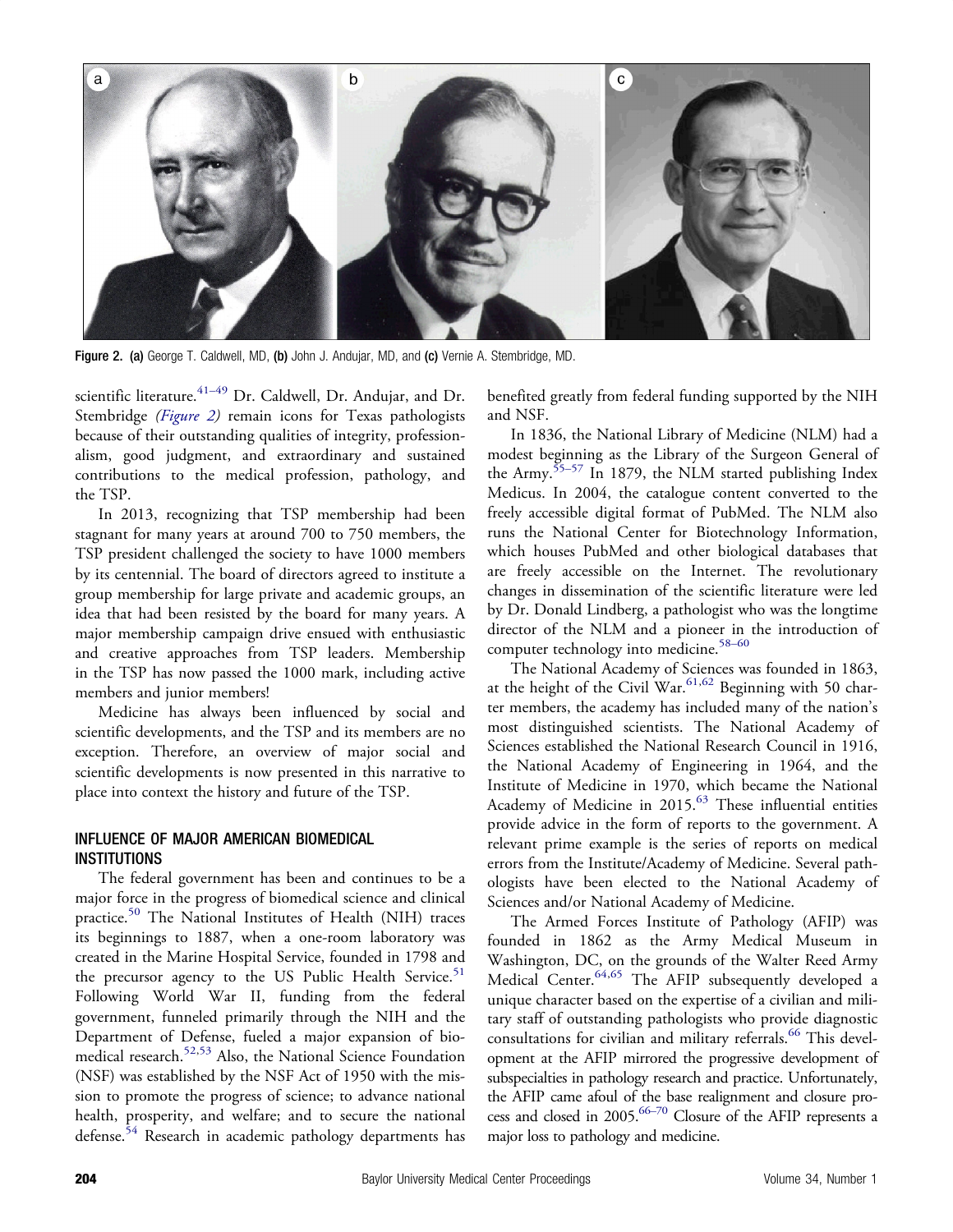Figure 2. (a) George T. Caldwell, MD, (b) John J. Andujar, MD, and (c) Vernie A. Stembridge, MD.

scientific literature.[41–49] Dr. Caldwell, Dr. Andujar, and Dr. Stembridge *(Figure 2)* remain icons for Texas pathologists because of their outstanding qualities of integrity, professionalism, good judgment, and extraordinary and sustained contributions to the medical profession, pathology, and the TSP.

In 2013, recognizing that TSP membership had been stagnant for many years at around 700 to 750 members, the TSP president challenged the society to have 1000 members by its centennial. The board of directors agreed to institute a group membership for large private and academic groups, an idea that had been resisted by the board for many years. A major membership campaign drive ensued with enthusiastic and creative approaches from TSP leaders. Membership in the TSP has now passed the 1000 mark, including active members and junior members!

Medicine has always been influenced by social and scientific developments, and the TSP and its members are no exception. Therefore, an overview of major social and scientific developments is now presented in this narrative to place into context the history and future of the TSP.

## INFLUENCE OF MAJOR AMERICAN BIOMEDICAL INSTITUTIONS

The federal government has been and continues to be a major force in the progress of biomedical science and clinical practice.[50] The National Institutes of Health (NIH) traces its beginnings to 1887, when a one-room laboratory was created in the Marine Hospital Service, founded in 1798 and the precursor agency to the US Public Health Service.[51] Following World War II, funding from the federal government, funneled primarily through the NIH and the Department of Defense, fueled a major expansion of biomedical research.[52,53] Also, the National Science Foundation (NSF) was established by the NSF Act of 1950 with the mission to promote the progress of science; to advance national health, prosperity, and welfare; and to secure the national defense.[54] Research in academic pathology departments has benefited greatly from federal funding supported by the NIH and NSF.

In 1836, the National Library of Medicine (NLM) had a modest beginning as the Library of the Surgeon General of the Army.[55–57] In 1879, the NLM started publishing Index Medicus. In 2004, the catalogue content converted to the freely accessible digital format of PubMed. The NLM also runs the National Center for Biotechnology Information, which houses PubMed and other biological databases that are freely accessible on the Internet. The revolutionary changes in dissemination of the scientific literature were led by Dr. Donald Lindberg, a pathologist who was the longtime director of the NLM and a pioneer in the introduction of computer technology into medicine.[58–60]

The National Academy of Sciences was founded in 1863, at the height of the Civil War.[61,62] Beginning with 50 charter members, the academy has included many of the nation's most distinguished scientists. The National Academy of Sciences established the National Research Council in 1916, the National Academy of Engineering in 1964, and the Institute of Medicine in 1970, which became the National Academy of Medicine in 2015.[63] These influential entities provide advice in the form of reports to the government. A relevant prime example is the series of reports on medical errors from the Institute/Academy of Medicine. Several pathologists have been elected to the National Academy of Sciences and/or National Academy of Medicine.

The Armed Forces Institute of Pathology (AFIP) was founded in 1862 as the Army Medical Museum in Washington, DC, on the grounds of the Walter Reed Army Medical Center.[64,65] The AFIP subsequently developed a unique character based on the expertise of a civilian and military staff of outstanding pathologists who provide diagnostic consultations for civilian and military referrals.[66] This development at the AFIP mirrored the progressive development of subspecialties in pathology research and practice. Unfortunately, the AFIP came afoul of the base realignment and closure process and closed in 2005.[66–70] Closure of the AFIP represents a major loss to pathology and medicine.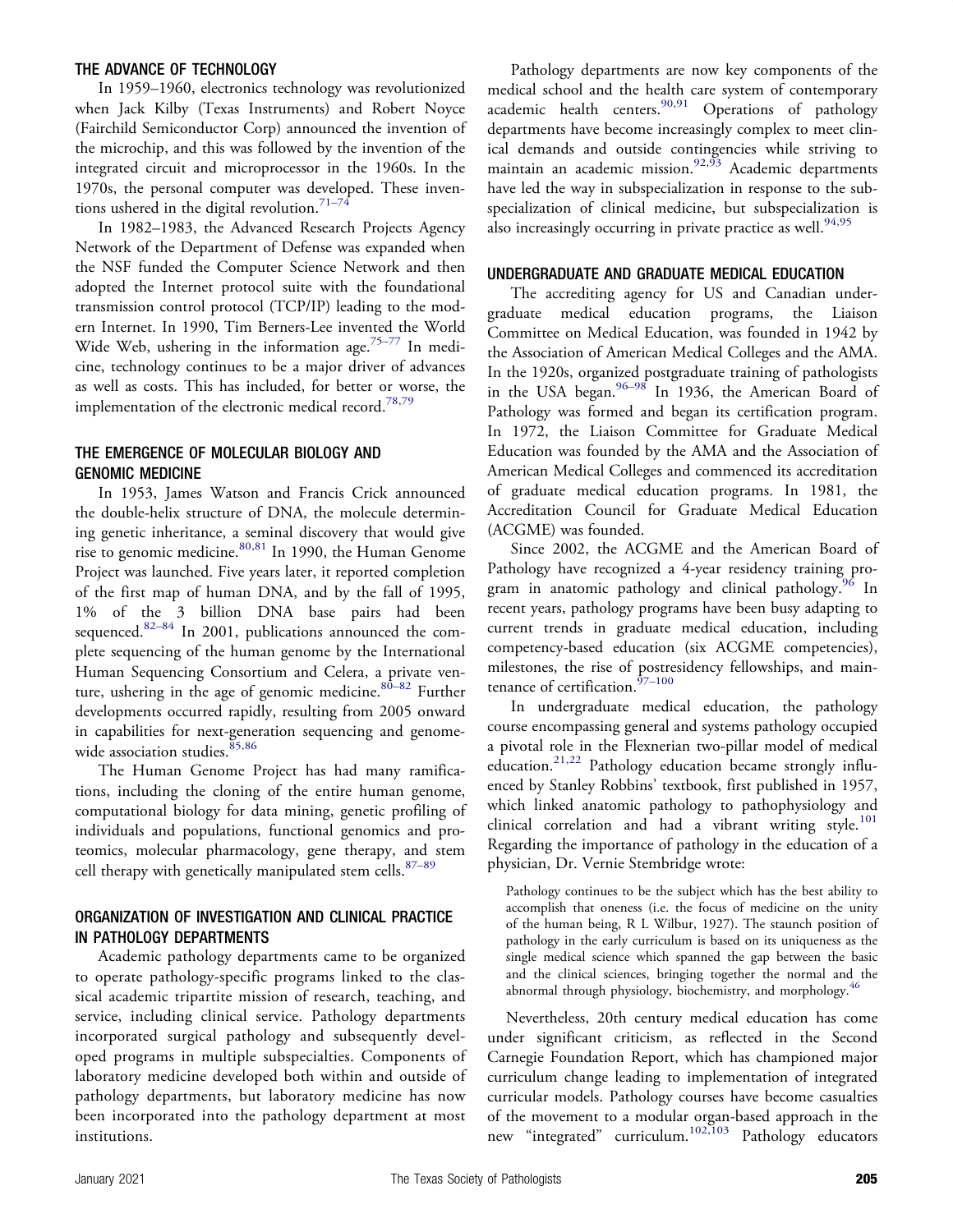## THE ADVANCE OF TECHNOLOGY

In 1959–1960, electronics technology was revolutionized when Jack Kilby (Texas Instruments) and Robert Noyce (Fairchild Semiconductor Corp) announced the invention of the microchip, and this was followed by the invention of the integrated circuit and microprocessor in the 1960s. In the 1970s, the personal computer was developed. These inventions ushered in the digital revolution.[71–74]

In 1982–1983, the Advanced Research Projects Agency Network of the Department of Defense was expanded when the NSF funded the Computer Science Network and then adopted the Internet protocol suite with the foundational transmission control protocol (TCP/IP) leading to the modern Internet. In 1990, Tim Berners-Lee invented the World Wide Web, ushering in the information age.[75–77] In medicine, technology continues to be a major driver of advances as well as costs. This has included, for better or worse, the implementation of the electronic medical record.[78,79]

## THE EMERGENCE OF MOLECULAR BIOLOGY AND GENOMIC MEDICINE

In 1953, James Watson and Francis Crick announced the double-helix structure of DNA, the molecule determining genetic inheritance, a seminal discovery that would give rise to genomic medicine.[80,81] In 1990, the Human Genome Project was launched. Five years later, it reported completion of the first map of human DNA, and by the fall of 1995, 1% of the 3 billion DNA base pairs had been sequenced.[82–84] In 2001, publications announced the complete sequencing of the human genome by the International Human Sequencing Consortium and Celera, a private venture, ushering in the age of genomic medicine.[80–82] Further developments occurred rapidly, resulting from 2005 onward in capabilities for next-generation sequencing and genome-wide association studies.[85,86]

The Human Genome Project has had many ramifications, including the cloning of the entire human genome, computational biology for data mining, genetic profiling of individuals and populations, functional genomics and proteomics, molecular pharmacology, gene therapy, and stem cell therapy with genetically manipulated stem cells.[87–89]

## ORGANIZATION OF INVESTIGATION AND CLINICAL PRACTICE IN PATHOLOGY DEPARTMENTS

Academic pathology departments came to be organized to operate pathology-specific programs linked to the classical academic tripartite mission of research, teaching, and service, including clinical service. Pathology departments incorporated surgical pathology and subsequently developed programs in multiple subspecialties. Components of laboratory medicine developed both within and outside of pathology departments, but laboratory medicine has now been incorporated into the pathology department at most institutions.

Pathology departments are now key components of the medical school and the health care system of contemporary academic health centers.[90,91] Operations of pathology departments have become increasingly complex to meet clinical demands and outside contingencies while striving to maintain an academic mission.[92,93] Academic departments have led the way in subspecialization in response to the subspecialization of clinical medicine, but subspecialization is also increasingly occurring in private practice as well.[94,95]

## UNDERGRADUATE AND GRADUATE MEDICAL EDUCATION

The accrediting agency for US and Canadian undergraduate medical education programs, the Liaison Committee on Medical Education, was founded in 1942 by the Association of American Medical Colleges and the AMA. In the 1920s, organized postgraduate training of pathologists in the USA began.[96–98] In 1936, the American Board of Pathology was formed and began its certification program. In 1972, the Liaison Committee for Graduate Medical Education was founded by the AMA and the Association of American Medical Colleges and commenced its accreditation of graduate medical education programs. In 1981, the Accreditation Council for Graduate Medical Education (ACGME) was founded.

Since 2002, the ACGME and the American Board of Pathology have recognized a 4-year residency training program in anatomic pathology and clinical pathology.[96] In recent years, pathology programs have been busy adapting to current trends in graduate medical education, including competency-based education (six ACGME competencies), milestones, the rise of postresidency fellowships, and maintenance of certification.[97–100]

In undergraduate medical education, the pathology course encompassing general and systems pathology occupied a pivotal role in the Flexnerian two-pillar model of medical education.[21,22] Pathology education became strongly influenced by Stanley Robbins' textbook, first published in 1957, which linked anatomic pathology to pathophysiology and clinical correlation and had a vibrant writing style.[101] Regarding the importance of pathology in the education of a physician, Dr. Vernie Stembridge wrote:

> Pathology continues to be the subject which has the best ability to accomplish that oneness (i.e. the focus of medicine on the unity of the human being, R L Wilbur, 1927). The staunch position of pathology in the early curriculum is based on its uniqueness as the single medical science which spanned the gap between the basic and the clinical sciences, bringing together the normal and the abnormal through physiology, biochemistry, and morphology.[46]

Nevertheless, 20th century medical education has come under significant criticism, as reflected in the Second Carnegie Foundation Report, which has championed major curriculum change leading to implementation of integrated curricular models. Pathology courses have become casualties of the movement to a modular organ-based approach in the new "integrated" curriculum.[102,103] Pathology educators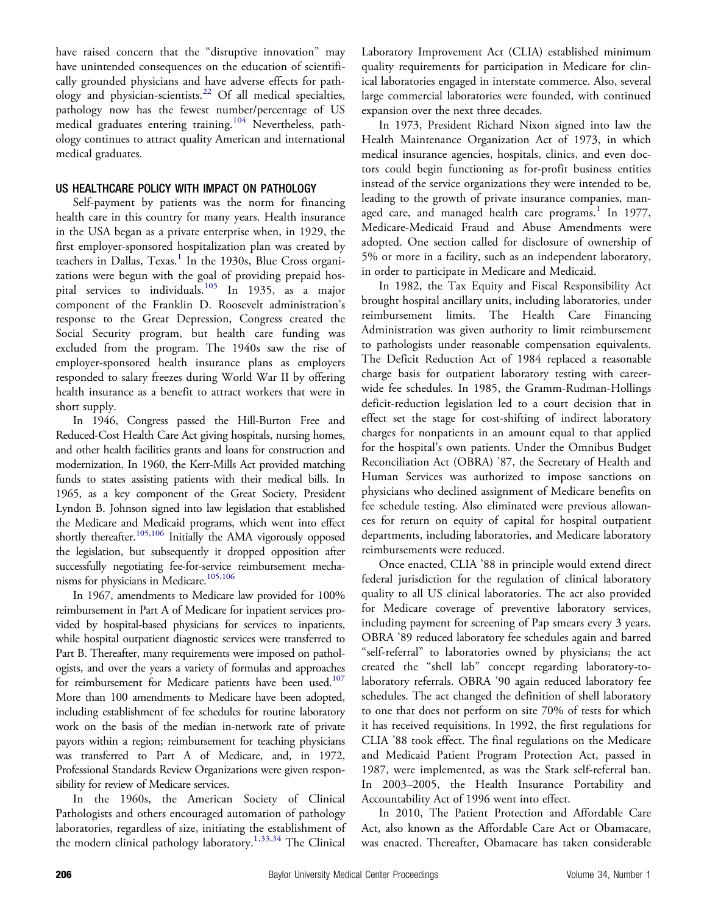have raised concern that the "disruptive innovation" may have unintended consequences on the education of scientifically grounded physicians and have adverse effects for pathology and physician-scientists.[22] Of all medical specialties, pathology now has the fewest number/percentage of US medical graduates entering training.[104] Nevertheless, pathology continues to attract quality American and international medical graduates.

## US HEALTHCARE POLICY WITH IMPACT ON PATHOLOGY

Self-payment by patients was the norm for financing health care in this country for many years. Health insurance in the USA began as a private enterprise when, in 1929, the first employer-sponsored hospitalization plan was created by teachers in Dallas, Texas.[1] In the 1930s, Blue Cross organizations were begun with the goal of providing prepaid hospital services to individuals.[105] In 1935, as a major component of the Franklin D. Roosevelt administration's response to the Great Depression, Congress created the Social Security program, but health care funding was excluded from the program. The 1940s saw the rise of employer-sponsored health insurance plans as employers responded to salary freezes during World War II by offering health insurance as a benefit to attract workers that were in short supply.

In 1946, Congress passed the Hill-Burton Free and Reduced-Cost Health Care Act giving hospitals, nursing homes, and other health facilities grants and loans for construction and modernization. In 1960, the Kerr-Mills Act provided matching funds to states assisting patients with their medical bills. In 1965, as a key component of the Great Society, President Lyndon B. Johnson signed into law legislation that established the Medicare and Medicaid programs, which went into effect shortly thereafter.[105,106] Initially the AMA vigorously opposed the legislation, but subsequently it dropped opposition after successfully negotiating fee-for-service reimbursement mechanisms for physicians in Medicare.[105,106]

In 1967, amendments to Medicare law provided for 100% reimbursement in Part A of Medicare for inpatient services provided by hospital-based physicians for services to inpatients, while hospital outpatient diagnostic services were transferred to Part B. Thereafter, many requirements were imposed on pathologists, and over the years a variety of formulas and approaches for reimbursement for Medicare patients have been used.[107] More than 100 amendments to Medicare have been adopted, including establishment of fee schedules for routine laboratory work on the basis of the median in-network rate of private payors within a region; reimbursement for teaching physicians was transferred to Part A of Medicare, and, in 1972, Professional Standards Review Organizations were given responsibility for review of Medicare services.

In the 1960s, the American Society of Clinical Pathologists and others encouraged automation of pathology laboratories, regardless of size, initiating the establishment of the modern clinical pathology laboratory.[1,33,34] The Clinical Laboratory Improvement Act (CLIA) established minimum quality requirements for participation in Medicare for clinical laboratories engaged in interstate commerce. Also, several large commercial laboratories were founded, with continued expansion over the next three decades.

In 1973, President Richard Nixon signed into law the Health Maintenance Organization Act of 1973, in which medical insurance agencies, hospitals, clinics, and even doctors could begin functioning as for-profit business entities instead of the service organizations they were intended to be, leading to the growth of private insurance companies, managed care, and managed health care programs.[1] In 1977, Medicare-Medicaid Fraud and Abuse Amendments were adopted. One section called for disclosure of ownership of 5% or more in a facility, such as an independent laboratory, in order to participate in Medicare and Medicaid.

In 1982, the Tax Equity and Fiscal Responsibility Act brought hospital ancillary units, including laboratories, under reimbursement limits. The Health Care Financing Administration was given authority to limit reimbursement to pathologists under reasonable compensation equivalents. The Deficit Reduction Act of 1984 replaced a reasonable charge basis for outpatient laboratory testing with careerwide fee schedules. In 1985, the Gramm-Rudman-Hollings deficit-reduction legislation led to a court decision that in effect set the stage for cost-shifting of indirect laboratory charges for nonpatients in an amount equal to that applied for the hospital's own patients. Under the Omnibus Budget Reconciliation Act (OBRA) '87, the Secretary of Health and Human Services was authorized to impose sanctions on physicians who declined assignment of Medicare benefits on fee schedule testing. Also eliminated were previous allowances for return on equity of capital for hospital outpatient departments, including laboratories, and Medicare laboratory reimbursements were reduced.

Once enacted, CLIA '88 in principle would extend direct federal jurisdiction for the regulation of clinical laboratory quality to all US clinical laboratories. The act also provided for Medicare coverage of preventive laboratory services, including payment for screening of Pap smears every 3 years. OBRA '89 reduced laboratory fee schedules again and barred "self-referral" to laboratories owned by physicians; the act created the "shell lab" concept regarding laboratory-to-laboratory referrals. OBRA '90 again reduced laboratory fee schedules. The act changed the definition of shell laboratory to one that does not perform on site 70% of tests for which it has received requisitions. In 1992, the first regulations for CLIA '88 took effect. The final regulations on the Medicare and Medicaid Patient Program Protection Act, passed in 1987, were implemented, as was the Stark self-referral ban. In 2003–2005, the Health Insurance Portability and Accountability Act of 1996 went into effect.

In 2010, The Patient Protection and Affordable Care Act, also known as the Affordable Care Act or Obamacare, was enacted. Thereafter, Obamacare has taken considerable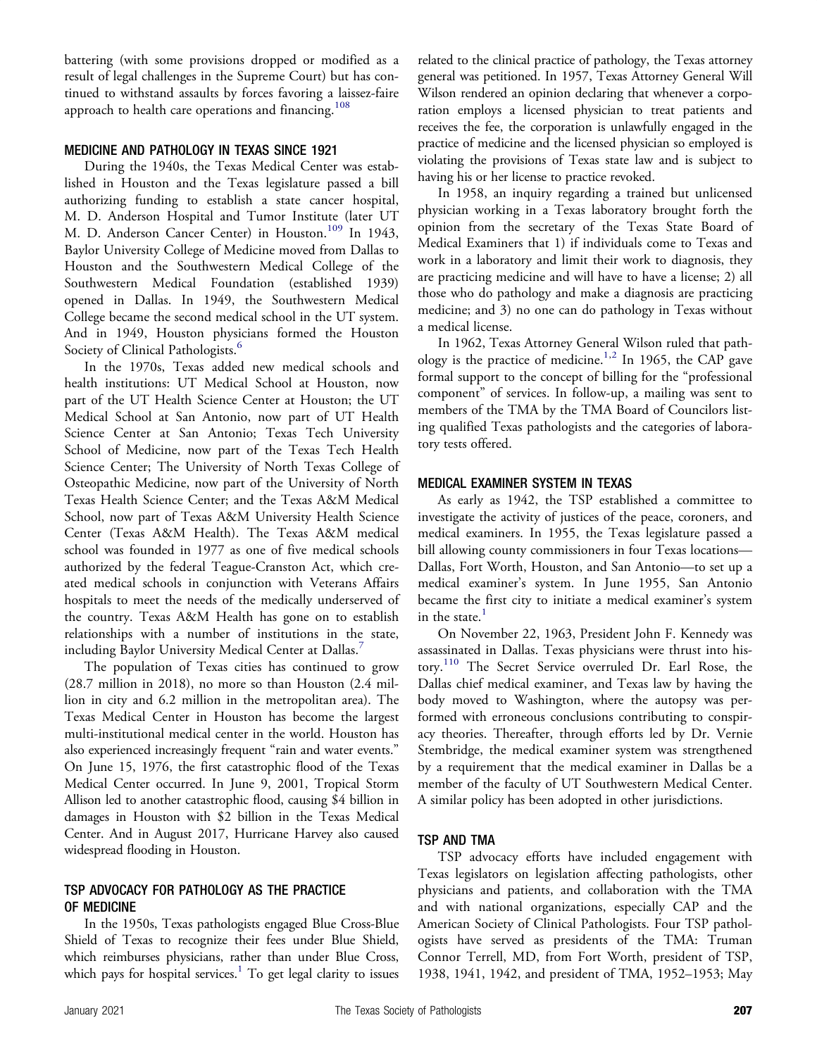battering (with some provisions dropped or modified as a result of legal challenges in the Supreme Court) but has continued to withstand assaults by forces favoring a laissez-faire approach to health care operations and financing.[108]

## MEDICINE AND PATHOLOGY IN TEXAS SINCE 1921

During the 1940s, the Texas Medical Center was established in Houston and the Texas legislature passed a bill authorizing funding to establish a state cancer hospital, M. D. Anderson Hospital and Tumor Institute (later UT M. D. Anderson Cancer Center) in Houston.[109] In 1943, Baylor University College of Medicine moved from Dallas to Houston and the Southwestern Medical College of the Southwestern Medical Foundation (established 1939) opened in Dallas. In 1949, the Southwestern Medical College became the second medical school in the UT system. And in 1949, Houston physicians formed the Houston Society of Clinical Pathologists.[6]

In the 1970s, Texas added new medical schools and health institutions: UT Medical School at Houston, now part of the UT Health Science Center at Houston; the UT Medical School at San Antonio, now part of UT Health Science Center at San Antonio; Texas Tech University School of Medicine, now part of the Texas Tech Health Science Center; The University of North Texas College of Osteopathic Medicine, now part of the University of North Texas Health Science Center; and the Texas A&M Medical School, now part of Texas A&M University Health Science Center (Texas A&M Health). The Texas A&M medical school was founded in 1977 as one of five medical schools authorized by the federal Teague-Cranston Act, which created medical schools in conjunction with Veterans Affairs hospitals to meet the needs of the medically underserved of the country. Texas A&M Health has gone on to establish relationships with a number of institutions in the state, including Baylor University Medical Center at Dallas.[7]

The population of Texas cities has continued to grow (28.7 million in 2018), no more so than Houston (2.4 million in city and 6.2 million in the metropolitan area). The Texas Medical Center in Houston has become the largest multi-institutional medical center in the world. Houston has also experienced increasingly frequent "rain and water events." On June 15, 1976, the first catastrophic flood of the Texas Medical Center occurred. In June 9, 2001, Tropical Storm Allison led to another catastrophic flood, causing $4 billion in damages in Houston with $2 billion in the Texas Medical Center. And in August 2017, Hurricane Harvey also caused widespread flooding in Houston.

## TSP ADVOCACY FOR PATHOLOGY AS THE PRACTICE OF MEDICINE

In the 1950s, Texas pathologists engaged Blue Cross-Blue Shield of Texas to recognize their fees under Blue Shield, which reimburses physicians, rather than under Blue Cross, which pays for hospital services.[1] To get legal clarity to issues related to the clinical practice of pathology, the Texas attorney general was petitioned. In 1957, Texas Attorney General Will Wilson rendered an opinion declaring that whenever a corporation employs a licensed physician to treat patients and receives the fee, the corporation is unlawfully engaged in the practice of medicine and the licensed physician so employed is violating the provisions of Texas state law and is subject to having his or her license to practice revoked.

In 1958, an inquiry regarding a trained but unlicensed physician working in a Texas laboratory brought forth the opinion from the secretary of the Texas State Board of Medical Examiners that 1) if individuals come to Texas and work in a laboratory and limit their work to diagnosis, they are practicing medicine and will have to have a license; 2) all those who do pathology and make a diagnosis are practicing medicine; and 3) no one can do pathology in Texas without a medical license.

In 1962, Texas Attorney General Wilson ruled that pathology is the practice of medicine.[1,2] In 1965, the CAP gave formal support to the concept of billing for the "professional component" of services. In follow-up, a mailing was sent to members of the TMA by the TMA Board of Councilors listing qualified Texas pathologists and the categories of laboratory tests offered.

## MEDICAL EXAMINER SYSTEM IN TEXAS

As early as 1942, the TSP established a committee to investigate the activity of justices of the peace, coroners, and medical examiners. In 1955, the Texas legislature passed a bill allowing county commissioners in four Texas locations—Dallas, Fort Worth, Houston, and San Antonio—to set up a medical examiner's system. In June 1955, San Antonio became the first city to initiate a medical examiner's system in the state.[1]

On November 22, 1963, President John F. Kennedy was assassinated in Dallas. Texas physicians were thrust into history.[110] The Secret Service overruled Dr. Earl Rose, the Dallas chief medical examiner, and Texas law by having the body moved to Washington, where the autopsy was performed with erroneous conclusions contributing to conspiracy theories. Thereafter, through efforts led by Dr. Vernie Stembridge, the medical examiner system was strengthened by a requirement that the medical examiner in Dallas be a member of the faculty of UT Southwestern Medical Center. A similar policy has been adopted in other jurisdictions.

## TSP AND TMA

TSP advocacy efforts have included engagement with Texas legislators on legislation affecting pathologists, other physicians and patients, and collaboration with the TMA and with national organizations, especially CAP and the American Society of Clinical Pathologists. Four TSP pathologists have served as presidents of the TMA: Truman Connor Terrell, MD, from Fort Worth, president of TSP, 1938, 1941, 1942, and president of TMA, 1952–1953; May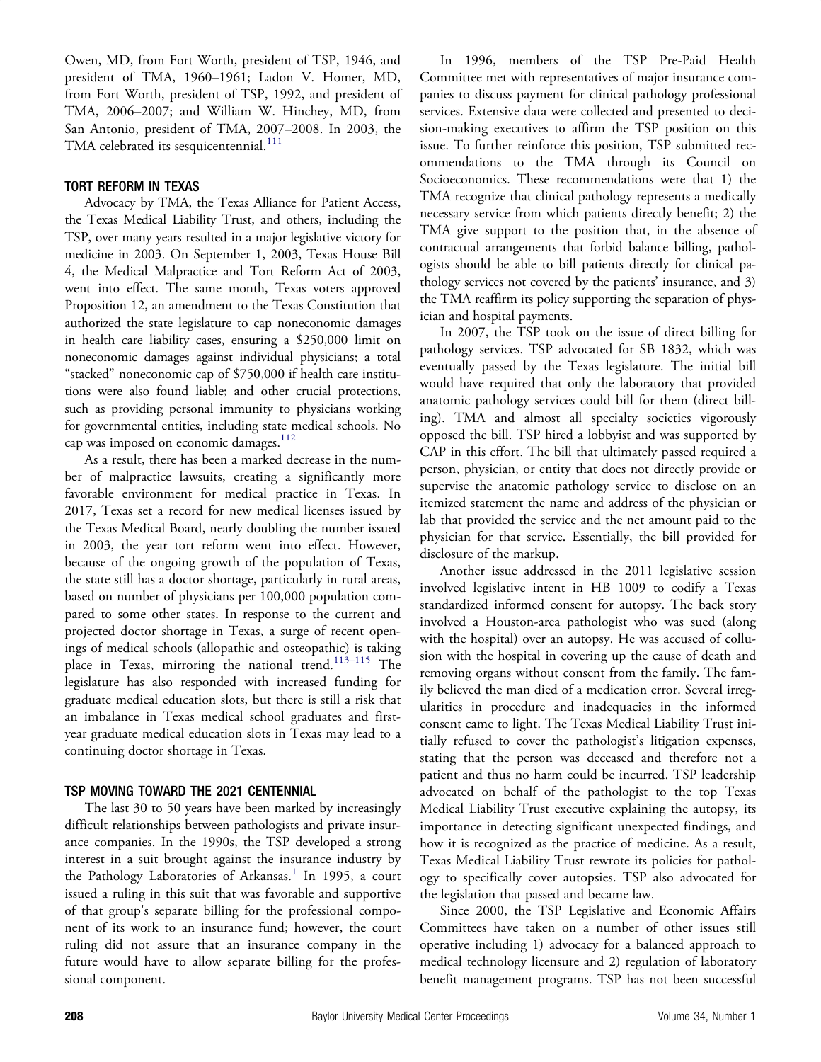Owen, MD, from Fort Worth, president of TSP, 1946, and president of TMA, 1960–1961; Ladon V. Homer, MD, from Fort Worth, president of TSP, 1992, and president of TMA, 2006–2007; and William W. Hinchey, MD, from San Antonio, president of TMA, 2007–2008. In 2003, the TMA celebrated its sesquicentennial.[111]

## TORT REFORM IN TEXAS

Advocacy by TMA, the Texas Alliance for Patient Access, the Texas Medical Liability Trust, and others, including the TSP, over many years resulted in a major legislative victory for medicine in 2003. On September 1, 2003, Texas House Bill 4, the Medical Malpractice and Tort Reform Act of 2003, went into effect. The same month, Texas voters approved Proposition 12, an amendment to the Texas Constitution that authorized the state legislature to cap noneconomic damages in health care liability cases, ensuring a $250,000 limit on noneconomic damages against individual physicians; a total "stacked" noneconomic cap of $750,000 if health care institutions were also found liable; and other crucial protections, such as providing personal immunity to physicians working for governmental entities, including state medical schools. No cap was imposed on economic damages.[112]

As a result, there has been a marked decrease in the number of malpractice lawsuits, creating a significantly more favorable environment for medical practice in Texas. In 2017, Texas set a record for new medical licenses issued by the Texas Medical Board, nearly doubling the number issued in 2003, the year tort reform went into effect. However, because of the ongoing growth of the population of Texas, the state still has a doctor shortage, particularly in rural areas, based on number of physicians per 100,000 population compared to some other states. In response to the current and projected doctor shortage in Texas, a surge of recent openings of medical schools (allopathic and osteopathic) is taking place in Texas, mirroring the national trend.[113–115] The legislature has also responded with increased funding for graduate medical education slots, but there is still a risk that an imbalance in Texas medical school graduates and first-year graduate medical education slots in Texas may lead to a continuing doctor shortage in Texas.

## TSP MOVING TOWARD THE 2021 CENTENNIAL

The last 30 to 50 years have been marked by increasingly difficult relationships between pathologists and private insurance companies. In the 1990s, the TSP developed a strong interest in a suit brought against the insurance industry by the Pathology Laboratories of Arkansas.[1] In 1995, a court issued a ruling in this suit that was favorable and supportive of that group's separate billing for the professional component of its work to an insurance fund; however, the court ruling did not assure that an insurance company in the future would have to allow separate billing for the professional component.

In 1996, members of the TSP Pre-Paid Health Committee met with representatives of major insurance companies to discuss payment for clinical pathology professional services. Extensive data were collected and presented to decision-making executives to affirm the TSP position on this issue. To further reinforce this position, TSP submitted recommendations to the TMA through its Council on Socioeconomics. These recommendations were that 1) the TMA recognize that clinical pathology represents a medically necessary service from which patients directly benefit; 2) the TMA give support to the position that, in the absence of contractual arrangements that forbid balance billing, pathologists should be able to bill patients directly for clinical pathology services not covered by the patients' insurance, and 3) the TMA reaffirm its policy supporting the separation of physician and hospital payments.

In 2007, the TSP took on the issue of direct billing for pathology services. TSP advocated for SB 1832, which was eventually passed by the Texas legislature. The initial bill would have required that only the laboratory that provided anatomic pathology services could bill for them (direct billing). TMA and almost all specialty societies vigorously opposed the bill. TSP hired a lobbyist and was supported by CAP in this effort. The bill that ultimately passed required a person, physician, or entity that does not directly provide or supervise the anatomic pathology service to disclose on an itemized statement the name and address of the physician or lab that provided the service and the net amount paid to the physician for that service. Essentially, the bill provided for disclosure of the markup.

Another issue addressed in the 2011 legislative session involved legislative intent in HB 1009 to codify a Texas standardized informed consent for autopsy. The back story involved a Houston-area pathologist who was sued (along with the hospital) over an autopsy. He was accused of collusion with the hospital in covering up the cause of death and removing organs without consent from the family. The family believed the man died of a medication error. Several irregularities in procedure and inadequacies in the informed consent came to light. The Texas Medical Liability Trust initially refused to cover the pathologist's litigation expenses, stating that the person was deceased and therefore not a patient and thus no harm could be incurred. TSP leadership advocated on behalf of the pathologist to the top Texas Medical Liability Trust executive explaining the autopsy, its importance in detecting significant unexpected findings, and how it is recognized as the practice of medicine. As a result, Texas Medical Liability Trust rewrote its policies for pathology to specifically cover autopsies. TSP also advocated for the legislation that passed and became law.

Since 2000, the TSP Legislative and Economic Affairs Committees have taken on a number of other issues still operative including 1) advocacy for a balanced approach to medical technology licensure and 2) regulation of laboratory benefit management programs. TSP has not been successful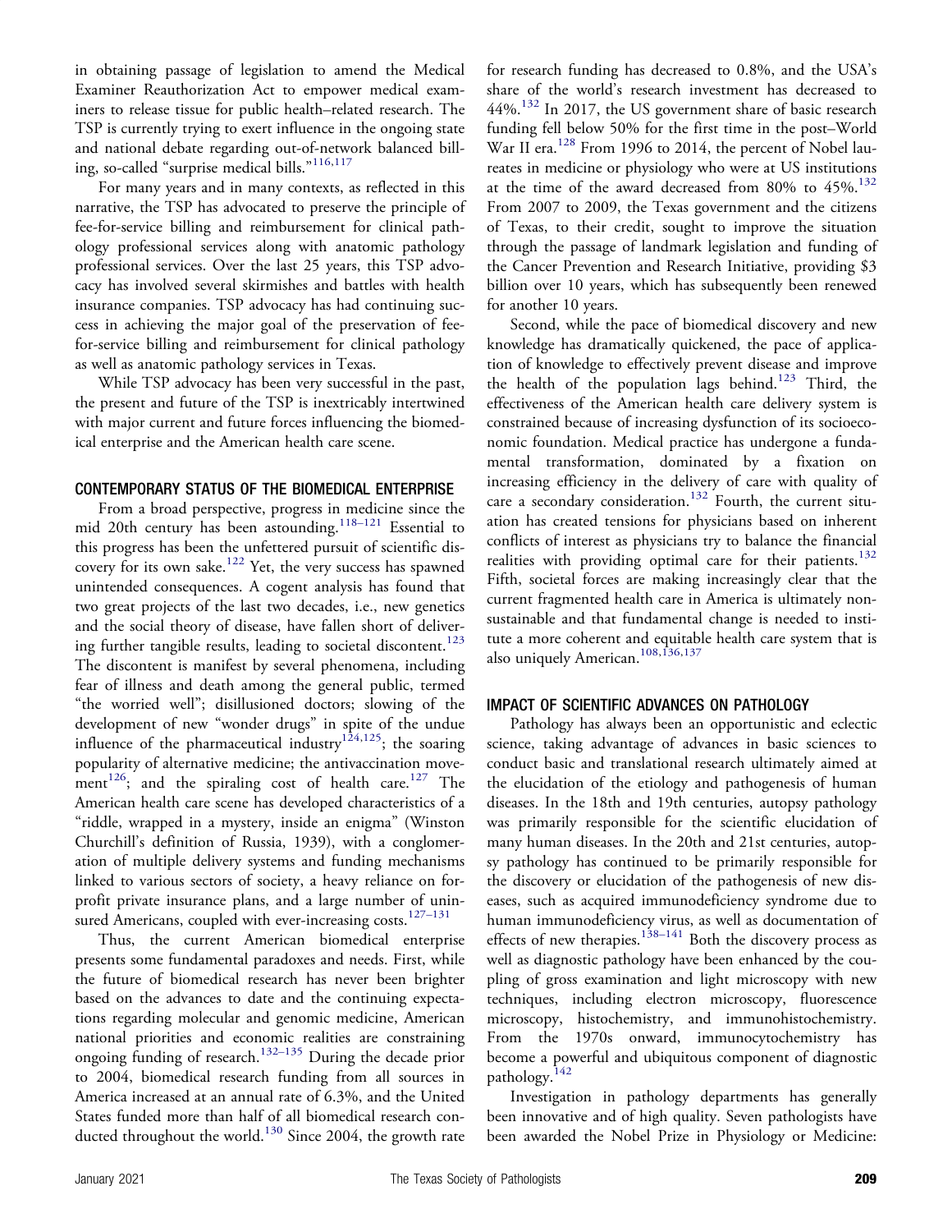in obtaining passage of legislation to amend the Medical Examiner Reauthorization Act to empower medical examiners to release tissue for public health–related research. The TSP is currently trying to exert influence in the ongoing state and national debate regarding out-of-network balanced billing, so-called "surprise medical bills."[116,117]

For many years and in many contexts, as reflected in this narrative, the TSP has advocated to preserve the principle of fee-for-service billing and reimbursement for clinical pathology professional services along with anatomic pathology professional services. Over the last 25 years, this TSP advocacy has involved several skirmishes and battles with health insurance companies. TSP advocacy has had continuing success in achieving the major goal of the preservation of fee-for-service billing and reimbursement for clinical pathology as well as anatomic pathology services in Texas.

While TSP advocacy has been very successful in the past, the present and future of the TSP is inextricably intertwined with major current and future forces influencing the biomedical enterprise and the American health care scene.

## CONTEMPORARY STATUS OF THE BIOMEDICAL ENTERPRISE

From a broad perspective, progress in medicine since the mid 20th century has been astounding.[118–121] Essential to this progress has been the unfettered pursuit of scientific discovery for its own sake.[122] Yet, the very success has spawned unintended consequences. A cogent analysis has found that two great projects of the last two decades, i.e., new genetics and the social theory of disease, have fallen short of delivering further tangible results, leading to societal discontent.[123] The discontent is manifest by several phenomena, including fear of illness and death among the general public, termed "the worried well"; disillusioned doctors; slowing of the development of new "wonder drugs" in spite of the undue influence of the pharmaceutical industry[124,125]; the soaring popularity of alternative medicine; the antivaccination movement[126]; and the spiraling cost of health care.[127] The American health care scene has developed characteristics of a "riddle, wrapped in a mystery, inside an enigma" (Winston Churchill's definition of Russia, 1939), with a conglomeration of multiple delivery systems and funding mechanisms linked to various sectors of society, a heavy reliance on for-profit private insurance plans, and a large number of uninsured Americans, coupled with ever-increasing costs.[127–131]

Thus, the current American biomedical enterprise presents some fundamental paradoxes and needs. First, while the future of biomedical research has never been brighter based on the advances to date and the continuing expectations regarding molecular and genomic medicine, American national priorities and economic realities are constraining ongoing funding of research.[132–135] During the decade prior to 2004, biomedical research funding from all sources in America increased at an annual rate of 6.3%, and the United States funded more than half of all biomedical research conducted throughout the world.[130] Since 2004, the growth rate for research funding has decreased to 0.8%, and the USA's share of the world's research investment has decreased to 44%.[132] In 2017, the US government share of basic research funding fell below 50% for the first time in the post–World War II era.[128] From 1996 to 2014, the percent of Nobel laureates in medicine or physiology who were at US institutions at the time of the award decreased from 80% to 45%.[132] From 2007 to 2009, the Texas government and the citizens of Texas, to their credit, sought to improve the situation through the passage of landmark legislation and funding of the Cancer Prevention and Research Initiative, providing $3 billion over 10 years, which has subsequently been renewed for another 10 years.

Second, while the pace of biomedical discovery and new knowledge has dramatically quickened, the pace of application of knowledge to effectively prevent disease and improve the health of the population lags behind.[123] Third, the effectiveness of the American health care delivery system is constrained because of increasing dysfunction of its socioeconomic foundation. Medical practice has undergone a fundamental transformation, dominated by a fixation on increasing efficiency in the delivery of care with quality of care a secondary consideration.[132] Fourth, the current situation has created tensions for physicians based on inherent conflicts of interest as physicians try to balance the financial realities with providing optimal care for their patients.[132] Fifth, societal forces are making increasingly clear that the current fragmented health care in America is ultimately nonsustainable and that fundamental change is needed to institute a more coherent and equitable health care system that is also uniquely American.[108,136,137]

## IMPACT OF SCIENTIFIC ADVANCES ON PATHOLOGY

Pathology has always been an opportunistic and eclectic science, taking advantage of advances in basic sciences to conduct basic and translational research ultimately aimed at the elucidation of the etiology and pathogenesis of human diseases. In the 18th and 19th centuries, autopsy pathology was primarily responsible for the scientific elucidation of many human diseases. In the 20th and 21st centuries, autopsy pathology has continued to be primarily responsible for the discovery or elucidation of the pathogenesis of new diseases, such as acquired immunodeficiency syndrome due to human immunodeficiency virus, as well as documentation of effects of new therapies.[138–141] Both the discovery process as well as diagnostic pathology have been enhanced by the coupling of gross examination and light microscopy with new techniques, including electron microscopy, fluorescence microscopy, histochemistry, and immunohistochemistry. From the 1970s onward, immunocytochemistry has become a powerful and ubiquitous component of diagnostic pathology.[142]

Investigation in pathology departments has generally been innovative and of high quality. Seven pathologists have been awarded the Nobel Prize in Physiology or Medicine: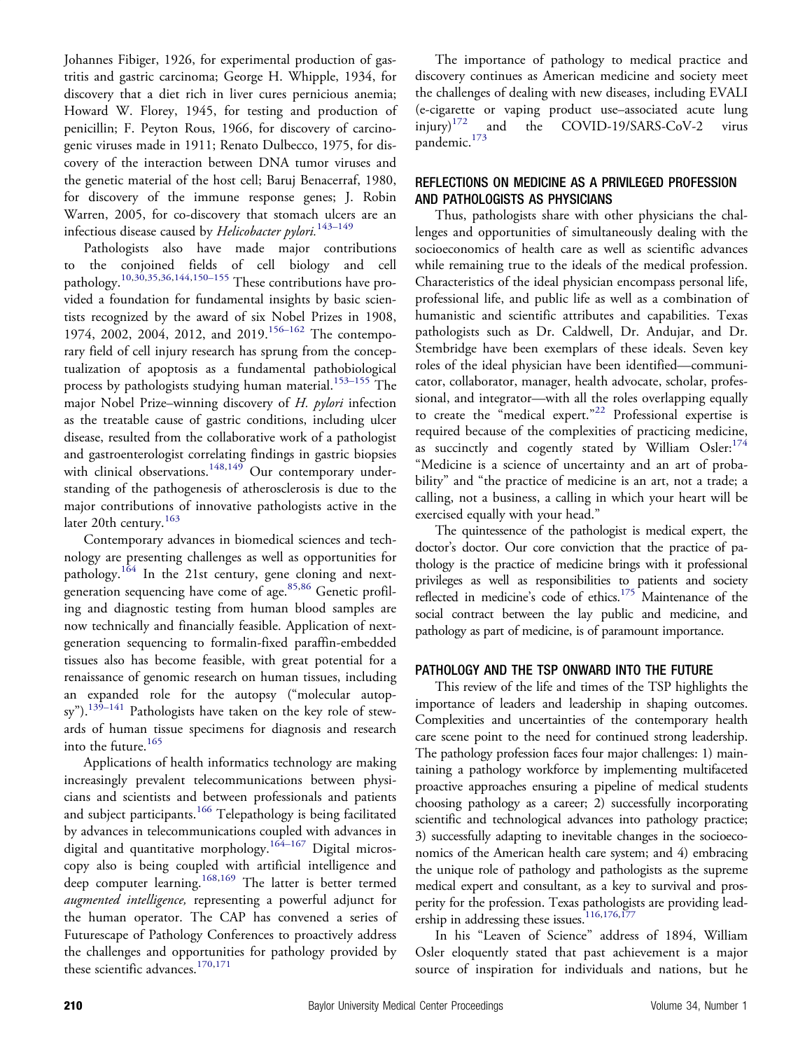Johannes Fibiger, 1926, for experimental production of gastritis and gastric carcinoma; George H. Whipple, 1934, for discovery that a diet rich in liver cures pernicious anemia; Howard W. Florey, 1945, for testing and production of penicillin; F. Peyton Rous, 1966, for discovery of carcinogenic viruses made in 1911; Renato Dulbecco, 1975, for discovery of the interaction between DNA tumor viruses and the genetic material of the host cell; Baruj Benacerraf, 1980, for discovery of the immune response genes; J. Robin Warren, 2005, for co-discovery that stomach ulcers are an infectious disease caused by *Helicobacter pylori.*[143–149]

Pathologists also have made major contributions to the conjoined fields of cell biology and cell pathology.[10,30,35,36,144,150–155] These contributions have provided a foundation for fundamental insights by basic scientists recognized by the award of six Nobel Prizes in 1908, 1974, 2002, 2004, 2012, and 2019.[156–162] The contemporary field of cell injury research has sprung from the conceptualization of apoptosis as a fundamental pathobiological process by pathologists studying human material.[153–155] The major Nobel Prize–winning discovery of *H. pylori* infection as the treatable cause of gastric conditions, including ulcer disease, resulted from the collaborative work of a pathologist and gastroenterologist correlating findings in gastric biopsies with clinical observations.[148,149] Our contemporary understanding of the pathogenesis of atherosclerosis is due to the major contributions of innovative pathologists active in the later 20th century.[163]

Contemporary advances in biomedical sciences and technology are presenting challenges as well as opportunities for pathology.[164] In the 21st century, gene cloning and next-generation sequencing have come of age.[85,86] Genetic profiling and diagnostic testing from human blood samples are now technically and financially feasible. Application of next-generation sequencing to formalin-fixed paraffin-embedded tissues also has become feasible, with great potential for a renaissance of genomic research on human tissues, including an expanded role for the autopsy ("molecular autopsy").[139–141] Pathologists have taken on the key role of stewards of human tissue specimens for diagnosis and research into the future.[165]

Applications of health informatics technology are making increasingly prevalent telecommunications between physicians and scientists and between professionals and patients and subject participants.[166] Telepathology is being facilitated by advances in telecommunications coupled with advances in digital and quantitative morphology.[164–167] Digital microscopy also is being coupled with artificial intelligence and deep computer learning.[168,169] The latter is better termed *augmented intelligence,* representing a powerful adjunct for the human operator. The CAP has convened a series of Futurescape of Pathology Conferences to proactively address the challenges and opportunities for pathology provided by these scientific advances.[170,171]

The importance of pathology to medical practice and discovery continues as American medicine and society meet the challenges of dealing with new diseases, including EVALI (e-cigarette or vaping product use–associated acute lung injury)[172] and the COVID-19/SARS-CoV-2 virus pandemic.[173]

## REFLECTIONS ON MEDICINE AS A PRIVILEGED PROFESSION AND PATHOLOGISTS AS PHYSICIANS

Thus, pathologists share with other physicians the challenges and opportunities of simultaneously dealing with the socioeconomics of health care as well as scientific advances while remaining true to the ideals of the medical profession. Characteristics of the ideal physician encompass personal life, professional life, and public life as well as a combination of humanistic and scientific attributes and capabilities. Texas pathologists such as Dr. Caldwell, Dr. Andujar, and Dr. Stembridge have been exemplars of these ideals. Seven key roles of the ideal physician have been identified—communicator, collaborator, manager, health advocate, scholar, professional, and integrator—with all the roles overlapping equally to create the "medical expert."[22] Professional expertise is required because of the complexities of practicing medicine, as succinctly and cogently stated by William Osler:[174] "Medicine is a science of uncertainty and an art of probability" and "the practice of medicine is an art, not a trade; a calling, not a business, a calling in which your heart will be exercised equally with your head."

The quintessence of the pathologist is medical expert, the doctor's doctor. Our core conviction that the practice of pathology is the practice of medicine brings with it professional privileges as well as responsibilities to patients and society reflected in medicine's code of ethics.[175] Maintenance of the social contract between the lay public and medicine, and pathology as part of medicine, is of paramount importance.

## PATHOLOGY AND THE TSP ONWARD INTO THE FUTURE

This review of the life and times of the TSP highlights the importance of leaders and leadership in shaping outcomes. Complexities and uncertainties of the contemporary health care scene point to the need for continued strong leadership. The pathology profession faces four major challenges: 1) maintaining a pathology workforce by implementing multifaceted proactive approaches ensuring a pipeline of medical students choosing pathology as a career; 2) successfully incorporating scientific and technological advances into pathology practice; 3) successfully adapting to inevitable changes in the socioeconomics of the American health care system; and 4) embracing the unique role of pathology and pathologists as the supreme medical expert and consultant, as a key to survival and prosperity for the profession. Texas pathologists are providing leadership in addressing these issues.[116,176,177]

In his "Leaven of Science" address of 1894, William Osler eloquently stated that past achievement is a major source of inspiration for individuals and nations, but he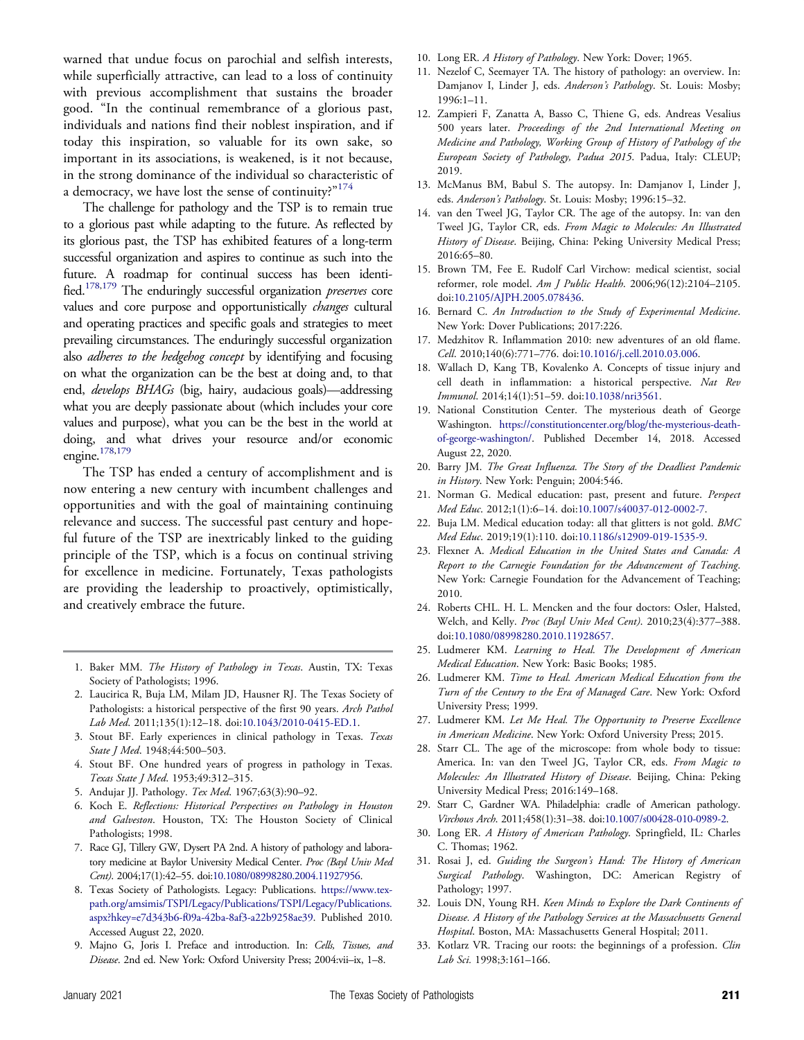warned that undue focus on parochial and selfish interests, while superficially attractive, can lead to a loss of continuity with previous accomplishment that sustains the broader good. "In the continual remembrance of a glorious past, individuals and nations find their noblest inspiration, and if today this inspiration, so valuable for its own sake, so important in its associations, is weakened, is it not because, in the strong dominance of the individual so characteristic of a democracy, we have lost the sense of continuity?"[174]

The challenge for pathology and the TSP is to remain true to a glorious past while adapting to the future. As reflected by its glorious past, the TSP has exhibited features of a long-term successful organization and aspires to continue as such into the future. A roadmap for continual success has been identified.[178,179] The enduringly successful organization *preserves* core values and core purpose and opportunistically *changes* cultural and operating practices and specific goals and strategies to meet prevailing circumstances. The enduringly successful organization also *adheres to the hedgehog concept* by identifying and focusing on what the organization can be the best at doing and, to that end, *develops BHAGs* (big, hairy, audacious goals)—addressing what you are deeply passionate about (which includes your core values and purpose), what you can be the best in the world at doing, and what drives your resource and/or economic engine.[178,179]

The TSP has ended a century of accomplishment and is now entering a new century with incumbent challenges and opportunities and with the goal of maintaining continuing relevance and success. The successful past century and hopeful future of the TSP are inextricably linked to the guiding principle of the TSP, which is a focus on continual striving for excellence in medicine. Fortunately, Texas pathologists are providing the leadership to proactively, optimistically, and creatively embrace the future.

---

1. Baker MM. *The History of Pathology in Texas*. Austin, TX: Texas Society of Pathologists; 1996.
2. Laucirica R, Buja LM, Milam JD, Hausner RJ. The Texas Society of Pathologists: a historical perspective of the first 90 years. *Arch Pathol Lab Med*. 2011;135(1):12–18. doi:10.1043/2010-0415-ED.1.
3. Stout BF. Early experiences in clinical pathology in Texas. *Texas State J Med*. 1948;44:500–503.
4. Stout BF. One hundred years of progress in pathology in Texas. *Texas State J Med*. 1953;49:312–315.
5. Andujar JJ. Pathology. *Tex Med*. 1967;63(3):90–92.
6. Koch E. *Reflections: Historical Perspectives on Pathology in Houston and Galveston*. Houston, TX: The Houston Society of Clinical Pathologists; 1998.
7. Race GJ, Tillery GW, Dysert PA 2nd. A history of pathology and laboratory medicine at Baylor University Medical Center. *Proc (Bayl Univ Med Cent)*. 2004;17(1):42–55. doi:10.1080/08998280.2004.11927956.
8. Texas Society of Pathologists. Legacy: Publications. https://www.texpath.org/amsimis/TSPI/Legacy/Publications/TSPI/Legacy/Publications.aspx?hkey=e7d343b6-f09a-42ba-8af3-a22b9258ae39. Published 2010. Accessed August 22, 2020.
9. Majno G, Joris I. Preface and introduction. In: *Cells, Tissues, and Disease*. 2nd ed. New York: Oxford University Press; 2004:vii–ix, 1–8.
10. Long ER. *A History of Pathology*. New York: Dover; 1965.
11. Nezelof C, Seemayer TA. The history of pathology: an overview. In: Damjanov I, Linder J, eds. *Anderson's Pathology*. St. Louis: Mosby; 1996:1–11.
12. Zampieri F, Zanatta A, Basso C, Thiene G, eds. Andreas Vesalius 500 years later. *Proceedings of the 2nd International Meeting on Medicine and Pathology, Working Group of History of Pathology of the European Society of Pathology, Padua 2015*. Padua, Italy: CLEUP; 2019.
13. McManus BM, Babul S. The autopsy. In: Damjanov I, Linder J, eds. *Anderson's Pathology*. St. Louis: Mosby; 1996:15–32.
14. van den Tweel JG, Taylor CR. The age of the autopsy. In: van den Tweel JG, Taylor CR, eds. *From Magic to Molecules: An Illustrated History of Disease*. Beijing, China: Peking University Medical Press; 2016:65–80.
15. Brown TM, Fee E. Rudolf Carl Virchow: medical scientist, social reformer, role model. *Am J Public Health*. 2006;96(12):2104–2105. doi:10.2105/AJPH.2005.078436.
16. Bernard C. *An Introduction to the Study of Experimental Medicine*. New York: Dover Publications; 2017:226.
17. Medzhitov R. Inflammation 2010: new adventures of an old flame. *Cell*. 2010;140(6):771–776. doi:10.1016/j.cell.2010.03.006.
18. Wallach D, Kang TB, Kovalenko A. Concepts of tissue injury and cell death in inflammation: a historical perspective. *Nat Rev Immunol*. 2014;14(1):51–59. doi:10.1038/nri3561.
19. National Constitution Center. The mysterious death of George Washington. https://constitutioncenter.org/blog/the-mysterious-death-of-george-washington/. Published December 14, 2018. Accessed August 22, 2020.
20. Barry JM. *The Great Influenza. The Story of the Deadliest Pandemic in History*. New York: Penguin; 2004:546.
21. Norman G. Medical education: past, present and future. *Perspect Med Educ*. 2012;1(1):6–14. doi:10.1007/s40037-012-0002-7.
22. Buja LM. Medical education today: all that glitters is not gold. *BMC Med Educ*. 2019;19(1):110. doi:10.1186/s12909-019-1535-9.
23. Flexner A. *Medical Education in the United States and Canada: A Report to the Carnegie Foundation for the Advancement of Teaching*. New York: Carnegie Foundation for the Advancement of Teaching; 2010.
24. Roberts CHL. H. L. Mencken and the four doctors: Osler, Halsted, Welch, and Kelly. *Proc (Bayl Univ Med Cent)*. 2010;23(4):377–388. doi:10.1080/08998280.2010.11928657.
25. Ludmerer KM. *Learning to Heal. The Development of American Medical Education*. New York: Basic Books; 1985.
26. Ludmerer KM. *Time to Heal. American Medical Education from the Turn of the Century to the Era of Managed Care*. New York: Oxford University Press; 1999.
27. Ludmerer KM. *Let Me Heal. The Opportunity to Preserve Excellence in American Medicine*. New York: Oxford University Press; 2015.
28. Starr CL. The age of the microscope: from whole body to tissue: America. In: van den Tweel JG, Taylor CR, eds. *From Magic to Molecules: An Illustrated History of Disease*. Beijing, China: Peking University Medical Press; 2016:149–168.
29. Starr C, Gardner WA. Philadelphia: cradle of American pathology. *Virchows Arch*. 2011;458(1):31–38. doi:10.1007/s00428-010-0989-2.
30. Long ER. *A History of American Pathology*. Springfield, IL: Charles C. Thomas; 1962.
31. Rosai J, ed. *Guiding the Surgeon's Hand: The History of American Surgical Pathology*. Washington, DC: American Registry of Pathology; 1997.
32. Louis DN, Young RH. *Keen Minds to Explore the Dark Continents of Disease. A History of the Pathology Services at the Massachusetts General Hospital*. Boston, MA: Massachusetts General Hospital; 2011.
33. Kotlarz VR. Tracing our roots: the beginnings of a profession. *Clin Lab Sci*. 1998;3:161–166.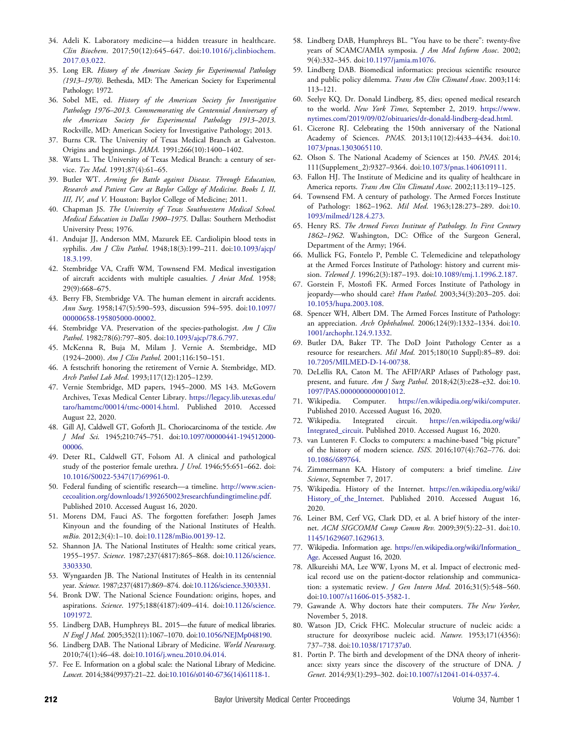34. Adeli K. Laboratory medicine—a hidden treasure in healthcare. *Clin Biochem*. 2017;50(12):645–647. doi:10.1016/j.clinbiochem.2017.03.022.
35. Long ER. *History of the American Society for Experimental Pathology (1913–1970)*. Bethesda, MD: The American Society for Experimental Pathology; 1972.
36. Sobel ME, ed. *History of the American Society for Investigative Pathology 1976–2013. Commemorating the Centennial Anniversary of the American Society for Experimental Pathology 1913–2013*. Rockville, MD: American Society for Investigative Pathology; 2013.
37. Burns CR. The University of Texas Medical Branch at Galveston. Origins and beginnings. *JAMA*. 1991;266(10):1400–1402.
38. Watts L. The University of Texas Medical Branch: a century of service. *Tex Med*. 1991;87(4):61–65.
39. Butler WT. *Arming for Battle against Disease. Through Education, Research and Patient Care at Baylor College of Medicine. Books I, II, III, IV, and V*. Houston: Baylor College of Medicine; 2011.
40. Chapman JS. *The University of Texas Southwestern Medical School. Medical Education in Dallas 1900–1975*. Dallas: Southern Methodist University Press; 1976.
41. Andujar JJ, Anderson MM, Mazurek EE. Cardiolipin blood tests in syphilis. *Am J Clin Pathol*. 1948;18(3):199–211. doi:10.1093/ajcp/18.3.199.
42. Stembridge VA, Crafft WM, Townsend FM. Medical investigation of aircraft accidents with multiple casualties. *J Aviat Med*. 1958; 29(9):668–675.
43. Berry FB, Stembridge VA. The human element in aircraft accidents. *Ann Surg*. 1958;147(5):590–593, discussion 594–595. doi:10.1097/00000658-195805000-00002.
44. Stembridge VA. Preservation of the species-pathologist. *Am J Clin Pathol*. 1982;78(6):797–805. doi:10.1093/ajcp/78.6.797.
45. McKenna R, Buja M, Milam J. Vernie A. Stembridge, MD (1924–2000). *Am J Clin Pathol*. 2001;116:150–151.
46. A festschrift honoring the retirement of Vernie A. Stembridge, MD. *Arch Pathol Lab Med*. 1993;117(12):1205–1239.
47. Vernie Stembridge, MD papers, 1945–2000. MS 143. McGovern Archives, Texas Medical Center Library. https://legacy.lib.utexas.edu/taro/hamtmc/00014/tmc-00014.html. Published 2010. Accessed August 22, 2020.
48. Gill AJ, Caldwell GT, Goforth JL. Choriocarcinoma of the testicle. *Am J Med Sci*. 1945;210:745–751. doi:10.1097/00000441-194512000-00006.
49. Deter RL, Caldwell GT, Folsom AI. A clinical and pathological study of the posterior female urethra. *J Urol*. 1946;55:651–662. doi:10.1016/S0022-5347(17)69961-0.
50. Federal funding of scientific research—a timeline. http://www.sciencecoalition.org/downloads/1392650023researchfundingtimeline.pdf. Published 2010. Accessed August 16, 2020.
51. Morens DM, Fauci AS. The forgotten forefather: Joseph James Kinyoun and the founding of the National Institutes of Health. *mBio*. 2012;3(4):1–10. doi:10.1128/mBio.00139-12.
52. Shannon JA. The National Institutes of Health: some critical years, 1955–1957. *Science*. 1987;237(4817):865–868. doi:10.1126/science.3303330.
53. Wyngaarden JB. The National Institutes of Health in its centennial year. *Science*. 1987;237(4817):869–874. doi:10.1126/science.3303331.
54. Bronk DW. The National Science Foundation: origins, hopes, and aspirations. *Science*. 1975;188(4187):409–414. doi:10.1126/science.1091972.
55. Lindberg DAB, Humphreys BL. 2015—the future of medical libraries. *N Engl J Med*. 2005;352(11):1067–1070. doi:10.1056/NEJMp048190.
56. Lindberg DAB. The National Library of Medicine. *World Neurosurg*. 2010;74(1):46–48. doi:10.1016/j.wneu.2010.04.014.
57. Fee E. Information on a global scale: the National Library of Medicine. *Lancet*. 2014;384(9937):21–22. doi:10.1016/s0140-6736(14)61118-1.
58. Lindberg DAB, Humphreys BL. "You have to be there": twenty-five years of SCAMC/AMIA symposia. *J Am Med Inform Assoc*. 2002; 9(4):332–345. doi:10.1197/jamia.m1076.
59. Lindberg DAB. Biomedical informatics: precious scientific resource and public policy dilemma. *Trans Am Clin Climatol Assoc*. 2003;114: 113–121.
60. Seelye KQ. Dr. Donald Lindberg, 85, dies; opened medical research to the world. *New York Times,* September 2, 2019. https://www.nytimes.com/2019/09/02/obituaries/dr-donald-lindberg-dead.html.
61. Cicerone RJ. Celebrating the 150th anniversary of the National Academy of Sciences. *PNAS*. 2013;110(12):4433–4434. doi:10.1073/pnas.1303065110.
62. Olson S. The National Academy of Sciences at 150. *PNAS*. 2014; 111(Supplement_2):9327–9364. doi:10.1073/pnas.1406109111.
63. Fallon HJ. The Institute of Medicine and its quality of healthcare in America reports. *Trans Am Clin Climatol Assoc*. 2002;113:119–125.
64. Townsend FM. A century of pathology. The Armed Forces Institute of Pathology: 1862–1962. *Mil Med*. 1963;128:273–289. doi:10.1093/milmed/128.4.273.
65. Henry RS. *The Armed Forces Institute of Pathology. Its First Century 1862–1962*. Washington, DC: Office of the Surgeon General, Department of the Army; 1964.
66. Mullick FG, Fontelo P, Pemble C. Telemedicine and telepathology at the Armed Forces Institute of Pathology: history and current mission. *Telemed J*. 1996;2(3):187–193. doi:10.1089/tmj.1.1996.2.187.
67. Gorstein F, Mostofi FK. Armed Forces Institute of Pathology in jeopardy—who should care? *Hum Pathol*. 2003;34(3):203–205. doi:10.1053/hupa.2003.108.
68. Spencer WH, Albert DM. The Armed Forces Institute of Pathology: an appreciation. *Arch Ophthalmol*. 2006;124(9):1332–1334. doi:10.1001/archopht.124.9.1332.
69. Butler DA, Baker TP. The DoD Joint Pathology Center as a resource for researchers. *Mil Med*. 2015;180(10 Suppl):85–89. doi:10.7205/MILMED-D-14-00738.
70. DeLellis RA, Caton M. The AFIP/ARP Atlases of Pathology past, present, and future. *Am J Surg Pathol*. 2018;42(3):e28–e32. doi:10.1097/PAS.0000000000001012.
71. Wikipedia. Computer. https://en.wikipedia.org/wiki/computer. Published 2010. Accessed August 16, 2020.
72. Wikipedia. Integrated circuit. https://en.wikipedia.org/wiki/Integrated_circuit. Published 2010. Accessed August 16, 2020.
73. van Lunteren F. Clocks to computers: a machine-based "big picture" of the history of modern science. *ISIS*. 2016;107(4):762–776. doi:10.1086/689764.
74. Zimmermann KA. History of computers: a brief timeline. *Live Science*, September 7, 2017.
75. Wikipedia. History of the Internet. https://en.wikipedia.org/wiki/History_of_the_Internet. Published 2010. Accessed August 16, 2020.
76. Leiner BM, Cerf VG, Clark DD, et al. A brief history of the internet. *ACM SIGCOMM Comp Comm Rev*. 2009;39(5):22–31. doi:10.1145/1629607.1629613.
77. Wikipedia. Information age. https://en.wikipedia.org/wiki/Information_Age. Accessed August 16, 2020.
78. Alkureishi MA, Lee WW, Lyons M, et al. Impact of electronic medical record use on the patient-doctor relationship and communication: a systematic review. *J Gen Intern Med*. 2016;31(5):548–560. doi:10.1007/s11606-015-3582-1.
79. Gawande A. Why doctors hate their computers. *The New Yorker,* November 5, 2018.
80. Watson JD, Crick FHC. Molecular structure of nucleic acids: a structure for deoxyribose nucleic acid. *Nature*. 1953;171(4356): 737–738. doi:10.1038/171737a0.
81. Portin P. The birth and development of the DNA theory of inheritance: sixty years since the discovery of the structure of DNA. *J Genet*. 2014;93(1):293–302. doi:10.1007/s12041-014-0337-4.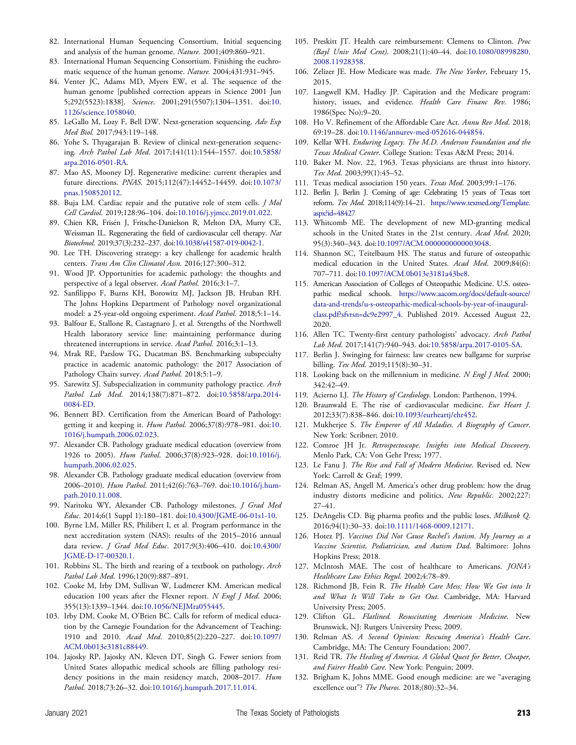82. International Human Sequencing Consortium. Initial sequencing and analysis of the human genome. *Nature.* 2001;409:860–921.
83. International Human Sequencing Consortium. Finishing the euchromatic sequence of the human genome. *Nature.* 2004;431:931–945.
84. Venter JC, Adams MD, Myers EW, et al. The sequence of the human genome [published correction appears in Science 2001 Jun 5;292(5523):1838]. *Science*. 2001;291(5507):1304–1351. doi:10.1126/science.1058040.
85. LeGallo M, Lozy F, Bell DW. Next-generation sequencing. *Adv Exp Med Biol.* 2017;943:119–148.
86. Yohe S, Thyagarajan B. Review of clinical next-generation sequencing. *Arch Pathol Lab Med*. 2017;141(11):1544–1557. doi:10.5858/arpa.2016-0501-RA.
87. Mao AS, Mooney DJ. Regenerative medicine: current therapies and future directions. *PNAS.* 2015;112(47):14452–14459. doi:10.1073/pnas.1508520112.
88. Buja LM. Cardiac repair and the putative role of stem cells. *J Mol Cell Cardiol*. 2019;128:96–104. doi:10.1016/j.yjmcc.2019.01.022.
89. Chien KR, Frisén J, Fritsche-Danielson R, Melton DA, Murry CE, Weissman IL. Regenerating the field of cardiovascular cell therapy. *Nat Biotechnol*. 2019;37(3):232–237. doi:10.1038/s41587-019-0042-1.
90. Lee TH. Discovering strategy: a key challenge for academic health centers. *Trans Am Clin Climatol Assn.* 2016;127:300–312.
91. Wood JP. Opportunities for academic pathology: the thoughts and perspective of a legal observer. *Acad Pathol.* 2016;3:1–7.
92. Sanfilippo F, Burns KH, Borowitz MJ, Jackson JB, Hruban RH. The Johns Hopkins Department of Pathology novel organizational model: a 25-year-old ongoing experiment. *Acad Pathol.* 2018;5:1–14.
93. Balfour E, Stallone R, Castagnaro J, et al. Strengths of the Northwell Health laboratory service line: maintaining performance during threatened interruptions in service. *Acad Pathol.* 2016;3:1–13.
94. Mrak RE, Parslow TG, Ducatman BS. Benchmarking subspecialty practice in academic anatomic pathology: the 2017 Association of Pathology Chairs survey. *Acad Pathol.* 2018;5:1–9.
95. Sarewitz SJ. Subspecialization in community pathology practice. *Arch Pathol Lab Med.* 2014;138(7):871–872. doi:10.5858/arpa.2014-0084-ED.
96. Bennett BD. Certification from the American Board of Pathology: getting it and keeping it. *Hum Pathol*. 2006;37(8):978–981. doi:10.1016/j.humpath.2006.02.023.
97. Alexander CB. Pathology graduate medical education (overview from 1926 to 2005). *Hum Pathol*. 2006;37(8):923–928. doi:10.1016/j.humpath.2006.02.025.
98. Alexander CB. Pathology graduate medical education (overview from 2006–2010). *Hum Pathol*. 2011;42(6):763–769. doi:10.1016/j.humpath.2010.11.008.
99. Naritoku WY, Alexander CB. Pathology milestones. *J Grad Med Educ*. 2014;6(1 Suppl 1):180–181. doi:10.4300/JGME-06-01s1-10.
100. Byrne LM, Miller RS, Philibert I, et al. Program performance in the next accreditation system (NAS): results of the 2015–2016 annual data review. *J Grad Med Educ*. 2017;9(3):406–410. doi:10.4300/JGME-D-17-00320.1.
101. Robbins SL. The birth and rearing of a textbook on pathology. *Arch Pathol Lab Med*. 1996;120(9):887–891.
102. Cooke M, Irby DM, Sullivan W, Ludmerer KM. American medical education 100 years after the Flexner report. *N Engl J Med*. 2006; 355(13):1339–1344. doi:10.1056/NEJMra055445.
103. Irby DM, Cooke M, O'Brien BC. Calls for reform of medical education by the Carnegie Foundation for the Advancement of Teaching: 1910 and 2010. *Acad Med*. 2010;85(2):220–227. doi:10.1097/ACM.0b013e3181c88449.
104. Jajosky RP, Jajosky AN, Kleven DT, Singh G. Fewer seniors from United States allopathic medical schools are filling pathology residency positions in the main residency match, 2008–2017. *Hum Pathol*. 2018;73:26–32. doi:10.1016/j.humpath.2017.11.014.
105. Preskitt JT. Health care reimbursement: Clemens to Clinton. *Proc (Bayl Univ Med Cent)*. 2008;21(1):40–44. doi:10.1080/08998280.2008.11928358.
106. Zelizer JE. How Medicare was made. *The New Yorker*, February 15, 2015.
107. Langwell KM, Hadley JP. Capitation and the Medicare program: history, issues, and evidence. *Health Care Financ Rev*. 1986; 1986(Spec No):9–20.
108. Ho V. Refinement of the Affordable Care Act. *Annu Rev Med*. 2018; 69:19–28. doi:10.1146/annurev-med-052616-044854.
109. Kellar WH. *Enduring Legacy. The M.D. Anderson Foundation and the Texas Medical Center*. College Station: Texas A&M Press; 2014.
110. Baker M. Nov. 22, 1963. Texas physicians are thrust into history. *Tex Med*. 2003;99(1):45–52.
111. Texas medical association 150 years. *Texas Med*. 2003;99:1–176.
112. Berlin J, Berlin J. Coming of age: Celebrating 15 years of Texas tort reform. *Tex Med.* 2018;114(9):14–21. https://www.texmed.org/Template.aspx?id=48427
113. Whitcomb ME. The development of new MD-granting medical schools in the United States in the 21st century. *Acad Med*. 2020; 95(3):340–343. doi:10.1097/ACM.0000000000003048.
114. Shannon SC, Teitelbaum HS. The status and future of osteopathic medical education in the United States. *Acad Med*. 2009;84(6): 707–711. doi:10.1097/ACM.0b013e3181a43be8.
115. American Association of Colleges of Osteopathic Medicine. U.S. osteopathic medical schools. https://www.aacom.org/docs/default-source/data-and-trends/u-s-osteopathic-medical-schools-by-year-of-inaugural-class.pdf?sfvrsn=dc9e2997_4. Published 2019. Accessed August 22, 2020.
116. Allen TC. Twenty-first century pathologists' advocacy. *Arch Pathol Lab Med*. 2017;141(7):940–943. doi:10.5858/arpa.2017-0105-SA.
117. Berlin J. Swinging for fairness: law creates new ballgame for surprise billing. *Tex Med*. 2019;115(8):30–31.
118. Looking back on the millennium in medicine. *N Engl J Med.* 2000; 342:42–49.
119. Acierno LJ. *The History of Cardiology*. London: Parthenon, 1994.
120. Braunwald E. The rise of cardiovascular medicine. *Eur Heart J*. 2012;33(7):838–846. doi:10.1093/eurheartj/ehr452.
121. Mukherjee S. *The Emperor of All Maladies. A Biography of Cancer*. New York: Scribner; 2010.
122. Comroe JH Jr. *Retrospectoscope. Insights into Medical Discovery*. Menlo Park, CA: Von Gehr Press; 1977.
123. Le Fanu J. *The Rise and Fall of Modern Medicine*. Revised ed. New York: Carroll & Graf; 1999.
124. Relman AS, Angell M. America's other drug problem: how the drug industry distorts medicine and politics. *New Republic.* 2002;227: 27–41.
125. DeAngelis CD. Big pharma profits and the public loses. *Milbank Q*. 2016;94(1):30–33. doi:10.1111/1468-0009.12171.
126. Hotez PJ. *Vaccines Did Not Cause Rachel's Autism. My Journey as a Vaccine Scientist, Pediatrician, and Autism Dad*. Baltimore: Johns Hopkins Press; 2018.
127. McIntosh MAE. The cost of healthcare to Americans. *JONA's Healthcare Law Ethics Regul*. 2002;4:78–89.
128. Richmond JB, Fein R. *The Health Care Mess: How We Got into It and What It Will Take to Get Out*. Cambridge, MA: Harvard University Press; 2005.
129. Clifton GL. *Flatlined. Resuscitating American Medicine*. New Brunswick, NJ: Rutgers University Press; 2009.
130. Relman AS. *A Second Opinion: Rescuing America's Health Care*. Cambridge, MA: The Century Foundation; 2007.
131. Reid TR. *The Healing of America. A Global Quest for Better, Cheaper, and Fairer Health Care*. New York: Penguin; 2009.
132. Brigham K, Johns MME. Good enough medicine: are we "averaging excellence out"? *The Pharos.* 2018;(80):32–34.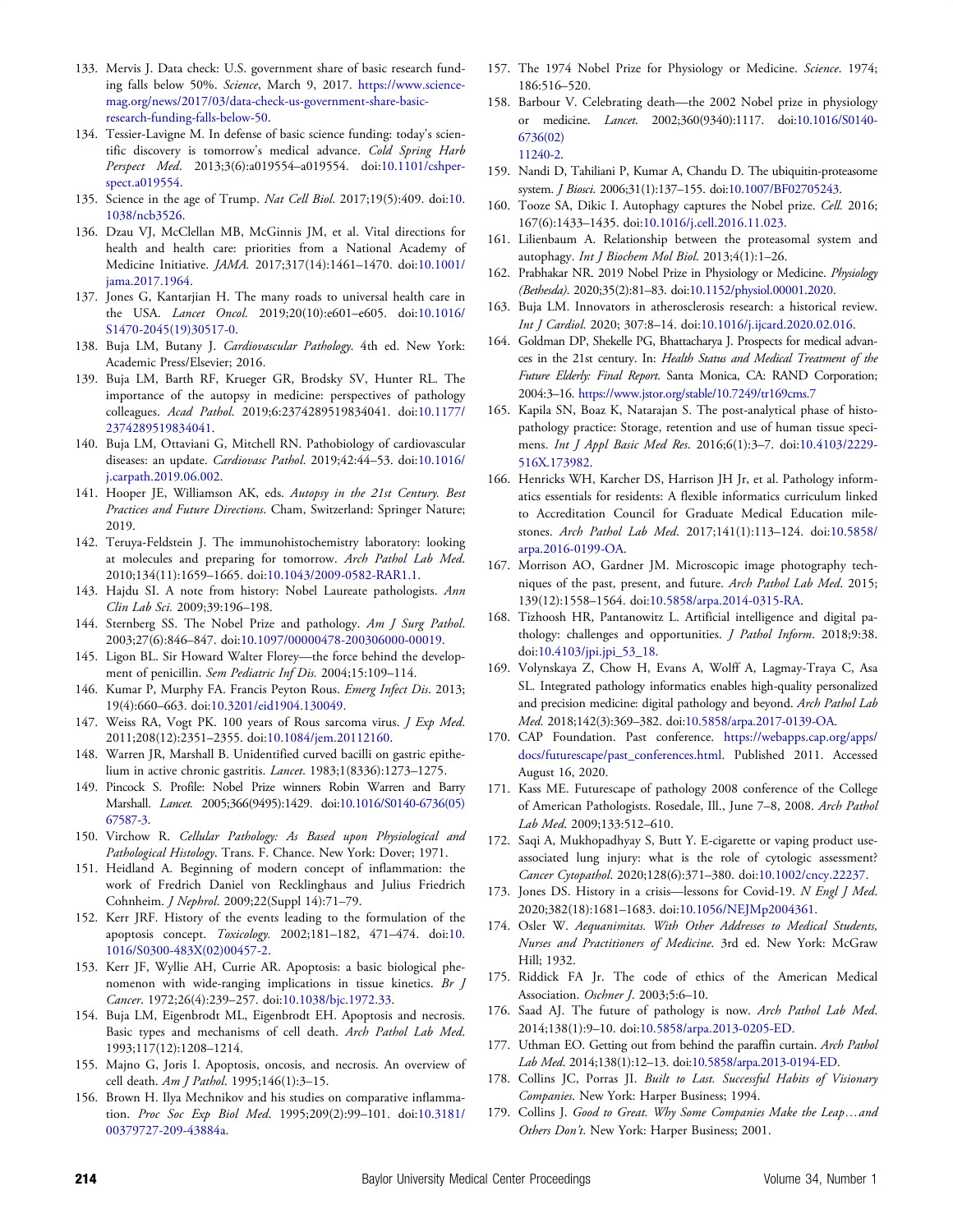133. Mervis J. Data check: U.S. government share of basic research funding falls below 50%. *Science*, March 9, 2017. https://www.sciencemag.org/news/2017/03/data-check-us-government-share-basic-research-funding-falls-below-50.
134. Tessier-Lavigne M. In defense of basic science funding: today's scientific discovery is tomorrow's medical advance. *Cold Spring Harb Perspect Med*. 2013;3(6):a019554–a019554. doi:10.1101/cshperspect.a019554.
135. Science in the age of Trump. *Nat Cell Biol*. 2017;19(5):409. doi:10.1038/ncb3526.
136. Dzau VJ, McClellan MB, McGinnis JM, et al. Vital directions for health and health care: priorities from a National Academy of Medicine Initiative. *JAMA*. 2017;317(14):1461–1470. doi:10.1001/jama.2017.1964.
137. Jones G, Kantarjian H. The many roads to universal health care in the USA. *Lancet Oncol*. 2019;20(10):e601–e605. doi:10.1016/S1470-2045(19)30517-0.
138. Buja LM, Butany J. *Cardiovascular Pathology*. 4th ed. New York: Academic Press/Elsevier; 2016.
139. Buja LM, Barth RF, Krueger GR, Brodsky SV, Hunter RL. The importance of the autopsy in medicine: perspectives of pathology colleagues. *Acad Pathol*. 2019;6:2374289519834041. doi:10.1177/2374289519834041.
140. Buja LM, Ottaviani G, Mitchell RN. Pathobiology of cardiovascular diseases: an update. *Cardiovasc Pathol*. 2019;42:44–53. doi:10.1016/j.carpath.2019.06.002.
141. Hooper JE, Williamson AK, eds. *Autopsy in the 21st Century. Best Practices and Future Directions*. Cham, Switzerland: Springer Nature; 2019.
142. Teruya-Feldstein J. The immunohistochemistry laboratory: looking at molecules and preparing for tomorrow. *Arch Pathol Lab Med*. 2010;134(11):1659–1665. doi:10.1043/2009-0582-RAR1.1.
143. Hajdu SI. A note from history: Nobel Laureate pathologists. *Ann Clin Lab Sci*. 2009;39:196–198.
144. Sternberg SS. The Nobel Prize and pathology. *Am J Surg Pathol*. 2003;27(6):846–847. doi:10.1097/00000478-200306000-00019.
145. Ligon BL. Sir Howard Walter Florey—the force behind the development of penicillin. *Sem Pediatric Inf Dis*. 2004;15:109–114.
146. Kumar P, Murphy FA. Francis Peyton Rous. *Emerg Infect Dis*. 2013;19(4):660–663. doi:10.3201/eid1904.130049.
147. Weiss RA, Vogt PK. 100 years of Rous sarcoma virus. *J Exp Med*. 2011;208(12):2351–2355. doi:10.1084/jem.20112160.
148. Warren JR, Marshall B. Unidentified curved bacilli on gastric epithelium in active chronic gastritis. *Lancet*. 1983;1(8336):1273–1275.
149. Pincock S. Profile: Nobel Prize winners Robin Warren and Barry Marshall. *Lancet*. 2005;366(9495):1429. doi:10.1016/S0140-6736(05)67587-3.
150. Virchow R. *Cellular Pathology: As Based upon Physiological and Pathological Histology*. Trans. F. Chance. New York: Dover; 1971.
151. Heidland A. Beginning of modern concept of inflammation: the work of Fredrich Daniel von Recklinghaus and Julius Friedrich Cohnheim. *J Nephrol*. 2009;22(Suppl 14):71–79.
152. Kerr JRF. History of the events leading to the formulation of the apoptosis concept. *Toxicology*. 2002;181–182, 471–474. doi:10.1016/S0300-483X(02)00457-2.
153. Kerr JF, Wyllie AH, Currie AR. Apoptosis: a basic biological phenomenon with wide-ranging implications in tissue kinetics. *Br J Cancer*. 1972;26(4):239–257. doi:10.1038/bjc.1972.33.
154. Buja LM, Eigenbrodt ML, Eigenbrodt EH. Apoptosis and necrosis. Basic types and mechanisms of cell death. *Arch Pathol Lab Med*. 1993;117(12):1208–1214.
155. Majno G, Joris I. Apoptosis, oncosis, and necrosis. An overview of cell death. *Am J Pathol*. 1995;146(1):3–15.
156. Brown H. Ilya Mechnikov and his studies on comparative inflammation. *Proc Soc Exp Biol Med*. 1995;209(2):99–101. doi:10.3181/00379727-209-43884a.
157. The 1974 Nobel Prize for Physiology or Medicine. *Science*. 1974;186:516–520.
158. Barbour V. Celebrating death—the 2002 Nobel prize in physiology or medicine. *Lancet*. 2002;360(9340):1117. doi:10.1016/S0140-6736(02)11240-2.
159. Nandi D, Tahiliani P, Kumar A, Chandu D. The ubiquitin-proteasome system. *J Biosci*. 2006;31(1):137–155. doi:10.1007/BF02705243.
160. Tooze SA, Dikic I. Autophagy captures the Nobel prize. *Cell*. 2016;167(6):1433–1435. doi:10.1016/j.cell.2016.11.023.
161. Lilienbaum A. Relationship between the proteasomal system and autophagy. *Int J Biochem Mol Biol*. 2013;4(1):1–26.
162. Prabhakar NR. 2019 Nobel Prize in Physiology or Medicine. *Physiology (Bethesda)*. 2020;35(2):81–83. doi:10.1152/physiol.00001.2020.
163. Buja LM. Innovators in atherosclerosis research: a historical review. *Int J Cardiol*. 2020; 307:8–14. doi:10.1016/j.ijcard.2020.02.016.
164. Goldman DP, Shekelle PG, Bhattacharya J. Prospects for medical advances in the 21st century. In: *Health Status and Medical Treatment of the Future Elderly: Final Report*. Santa Monica, CA: RAND Corporation; 2004:3–16. https://www.jstor.org/stable/10.7249/tr169cms.7
165. Kapila SN, Boaz K, Natarajan S. The post-analytical phase of histopathology practice: Storage, retention and use of human tissue specimens. *Int J Appl Basic Med Res*. 2016;6(1):3–7. doi:10.4103/2229-516X.173982.
166. Henricks WH, Karcher DS, Harrison JH Jr, et al. Pathology informatics essentials for residents: A flexible informatics curriculum linked to Accreditation Council for Graduate Medical Education milestones. *Arch Pathol Lab Med*. 2017;141(1):113–124. doi:10.5858/arpa.2016-0199-OA.
167. Morrison AO, Gardner JM. Microscopic image photography techniques of the past, present, and future. *Arch Pathol Lab Med*. 2015;139(12):1558–1564. doi:10.5858/arpa.2014-0315-RA.
168. Tizhoosh HR, Pantanowitz L. Artificial intelligence and digital pathology: challenges and opportunities. *J Pathol Inform*. 2018;9:38. doi:10.4103/jpi.jpi_53_18.
169. Volynskaya Z, Chow H, Evans A, Wolff A, Lagmay-Traya C, Asa SL. Integrated pathology informatics enables high-quality personalized and precision medicine: digital pathology and beyond. *Arch Pathol Lab Med*. 2018;142(3):369–382. doi:10.5858/arpa.2017-0139-OA.
170. CAP Foundation. Past conference. https://webapps.cap.org/apps/docs/futurescape/past_conferences.html. Published 2011. Accessed August 16, 2020.
171. Kass ME. Futurescape of pathology 2008 conference of the College of American Pathologists. Rosedale, Ill., June 7–8, 2008. *Arch Pathol Lab Med*. 2009;133:512–610.
172. Saqi A, Mukhopadhyay S, Butt Y. E-cigarette or vaping product use-associated lung injury: what is the role of cytologic assessment? *Cancer Cytopathol*. 2020;128(6):371–380. doi:10.1002/cncy.22237.
173. Jones DS. History in a crisis—lessons for Covid-19. *N Engl J Med*. 2020;382(18):1681–1683. doi:10.1056/NEJMp2004361.
174. Osler W. *Aequanimitas. With Other Addresses to Medical Students, Nurses and Practitioners of Medicine*. 3rd ed. New York: McGraw Hill; 1932.
175. Riddick FA Jr. The code of ethics of the American Medical Association. *Ochsner J*. 2003;5:6–10.
176. Saad AJ. The future of pathology is now. *Arch Pathol Lab Med*. 2014;138(1):9–10. doi:10.5858/arpa.2013-0205-ED.
177. Uthman EO. Getting out from behind the paraffin curtain. *Arch Pathol Lab Med*. 2014;138(1):12–13. doi:10.5858/arpa.2013-0194-ED.
178. Collins JC, Porras JI. *Built to Last. Successful Habits of Visionary Companies*. New York: Harper Business; 1994.
179. Collins J. *Good to Great. Why Some Companies Make the Leap…and Others Don't*. New York: Harper Business; 2001.